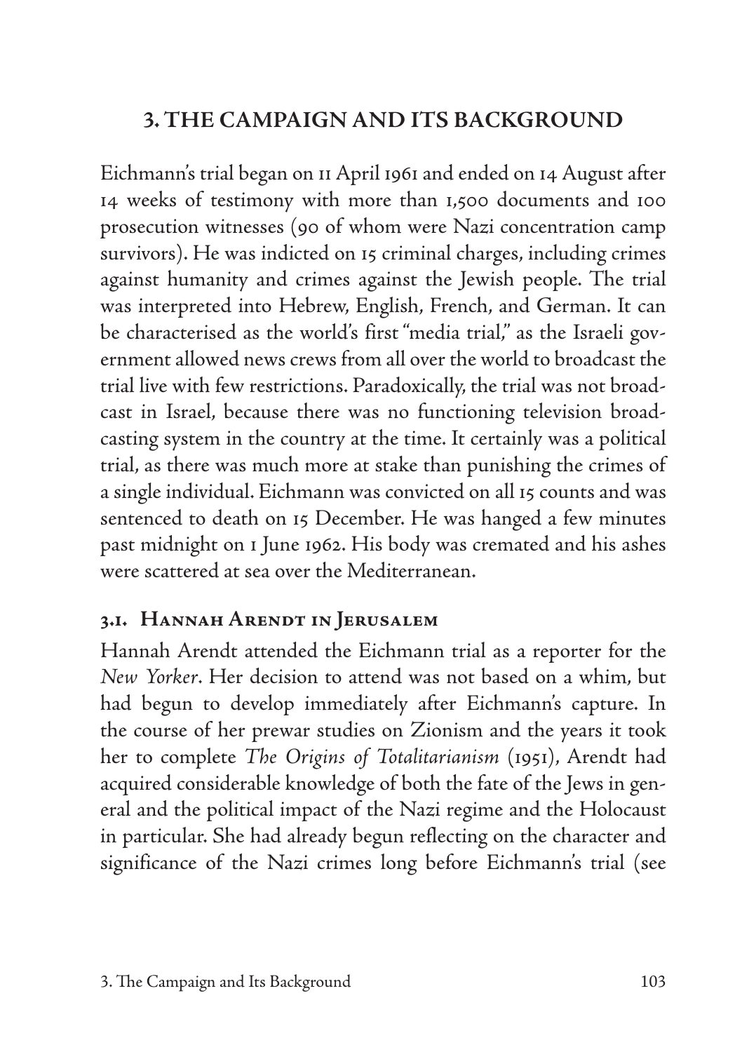## 3. THE CAMPAIGN AND ITS BACKGROUND

Eichmann's trial began on 11 April 1961 and ended on 14 August after 14 weeks of testimony with more than 1,500 documents and 100 prosecution witnesses (90 of whom were Nazi concentration camp survivors). He was indicted on 15 criminal charges, including crimes against humanity and crimes against the Jewish people. The trial was interpreted into Hebrew, English, French, and German. It can be characterised as the world's first "media trial," as the Israeli government allowed news crews from all over the world to broadcast the trial live with few restrictions. Paradoxically, the trial was not broadcast in Israel, because there was no functioning television broadcasting system in the country at the time. It certainly was a political trial, as there was much more at stake than punishing the crimes of a single individual. Eichmann was convicted on all 15 counts and was sentenced to death on 15 December. He was hanged a few minutes past midnight on 1 June 1962. His body was cremated and his ashes were scattered at sea over the Mediterranean.

### 3.1. Hannah Arendt in Jerusalem

Hannah Arendt attended the Eichmann trial as a reporter for the *New Yorker*. Her decision to attend was not based on a whim, but had begun to develop immediately after Eichmann's capture. In the course of her prewar studies on Zionism and the years it took her to complete *The Origins of Totalitarianism* (1951), Arendt had acquired considerable knowledge of both the fate of the Jews in general and the political impact of the Nazi regime and the Holocaust in particular. She had already begun reflecting on the character and significance of the Nazi crimes long before Eichmann's trial (see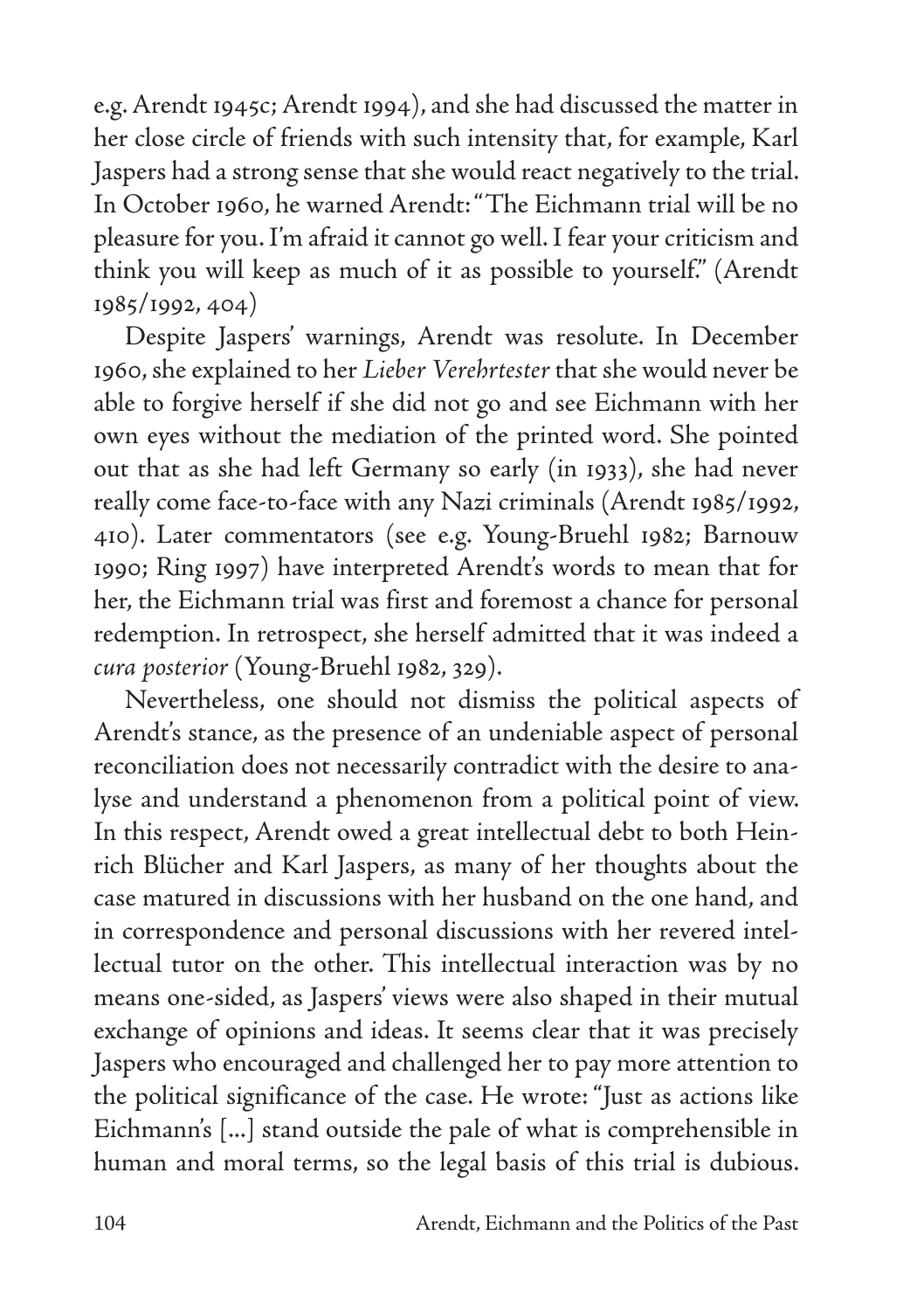e.g. Arendt 1945c; Arendt 1994), and she had discussed the matter in her close circle of friends with such intensity that, for example, Karl Jaspers had a strong sense that she would react negatively to the trial. In October 1960, he warned Arendt: "The Eichmann trial will be no pleasure for you. I'm afraid it cannot go well. I fear your criticism and think you will keep as much of it as possible to yourself." (Arendt 1985/1992, 404)

Despite Jaspers' warnings, Arendt was resolute. In December 1960, she explained to her *Lieber Verehrtester* that she would never be able to forgive herself if she did not go and see Eichmann with her own eyes without the mediation of the printed word. She pointed out that as she had left Germany so early (in 1933), she had never really come face-to-face with any Nazi criminals (Arendt 1985/1992, 410). Later commentators (see e.g. Young-Bruehl 1982; Barnouw 1990; Ring 1997) have interpreted Arendt's words to mean that for her, the Eichmann trial was first and foremost a chance for personal redemption. In retrospect, she herself admitted that it was indeed a *cura posterior* (Young-Bruehl 1982, 329).

Nevertheless, one should not dismiss the political aspects of Arendt's stance, as the presence of an undeniable aspect of personal reconciliation does not necessarily contradict with the desire to analyse and understand a phenomenon from a political point of view. In this respect, Arendt owed a great intellectual debt to both Heinrich Blücher and Karl Jaspers, as many of her thoughts about the case matured in discussions with her husband on the one hand, and in correspondence and personal discussions with her revered intellectual tutor on the other. This intellectual interaction was by no means one-sided, as Jaspers' views were also shaped in their mutual exchange of opinions and ideas. It seems clear that it was precisely Jaspers who encouraged and challenged her to pay more attention to the political significance of the case. He wrote: "Just as actions like Eichmann's [...] stand outside the pale of what is comprehensible in human and moral terms, so the legal basis of this trial is dubious.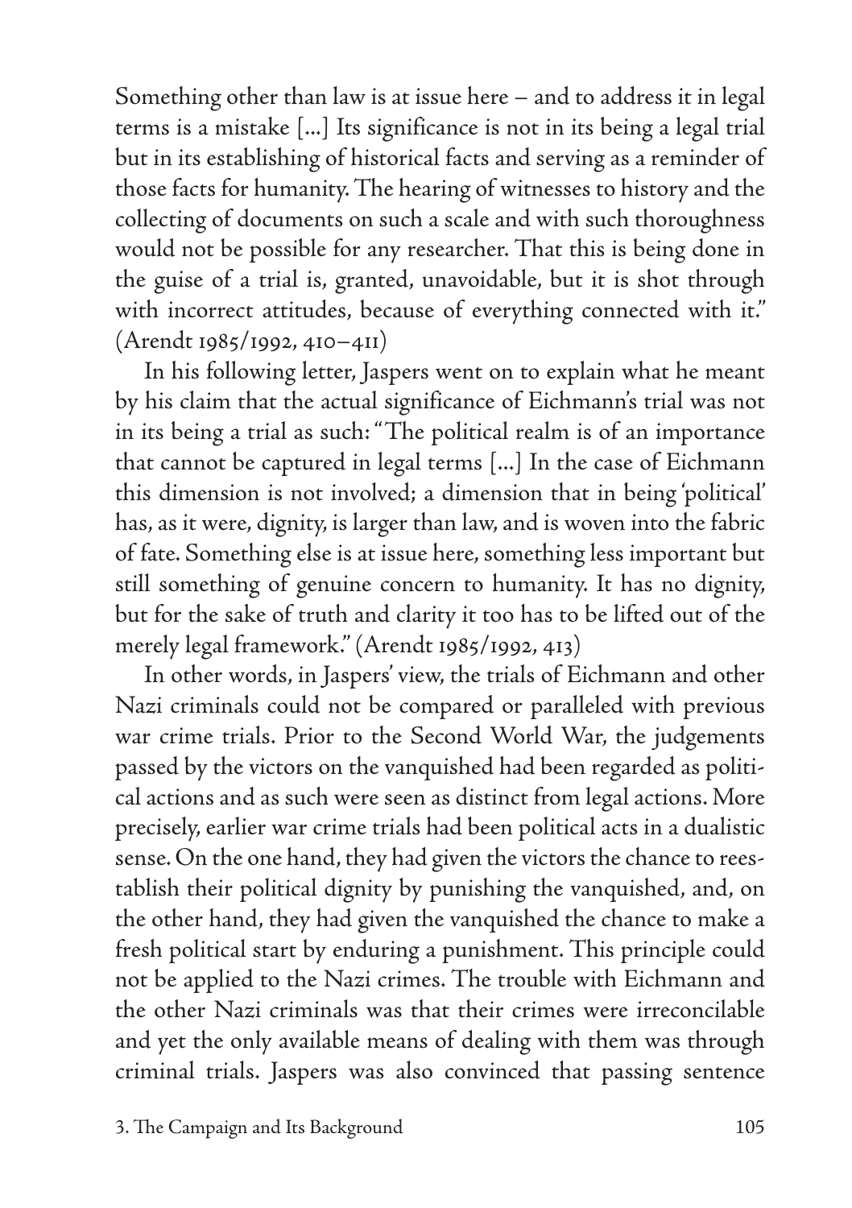Something other than law is at issue here – and to address it in legal terms is a mistake [...] Its significance is not in its being a legal trial but in its establishing of historical facts and serving as a reminder of those facts for humanity. The hearing of witnesses to history and the collecting of documents on such a scale and with such thoroughness would not be possible for any researcher. That this is being done in the guise of a trial is, granted, unavoidable, but it is shot through with incorrect attitudes, because of everything connected with it." (Arendt 1985/1992, 410–411)

In his following letter, Jaspers went on to explain what he meant by his claim that the actual significance of Eichmann's trial was not in its being a trial as such: "The political realm is of an importance that cannot be captured in legal terms [...] In the case of Eichmann this dimension is not involved; a dimension that in being 'political' has, as it were, dignity, is larger than law, and is woven into the fabric of fate. Something else is at issue here, something less important but still something of genuine concern to humanity. It has no dignity, but for the sake of truth and clarity it too has to be lifted out of the merely legal framework." (Arendt 1985/1992, 413)

In other words, in Jaspers' view, the trials of Eichmann and other Nazi criminals could not be compared or paralleled with previous war crime trials. Prior to the Second World War, the judgements passed by the victors on the vanquished had been regarded as political actions and as such were seen as distinct from legal actions. More precisely, earlier war crime trials had been political acts in a dualistic sense. On the one hand, they had given the victors the chance to reestablish their political dignity by punishing the vanquished, and, on the other hand, they had given the vanquished the chance to make a fresh political start by enduring a punishment. This principle could not be applied to the Nazi crimes. The trouble with Eichmann and the other Nazi criminals was that their crimes were irreconcilable and yet the only available means of dealing with them was through criminal trials. Jaspers was also convinced that passing sentence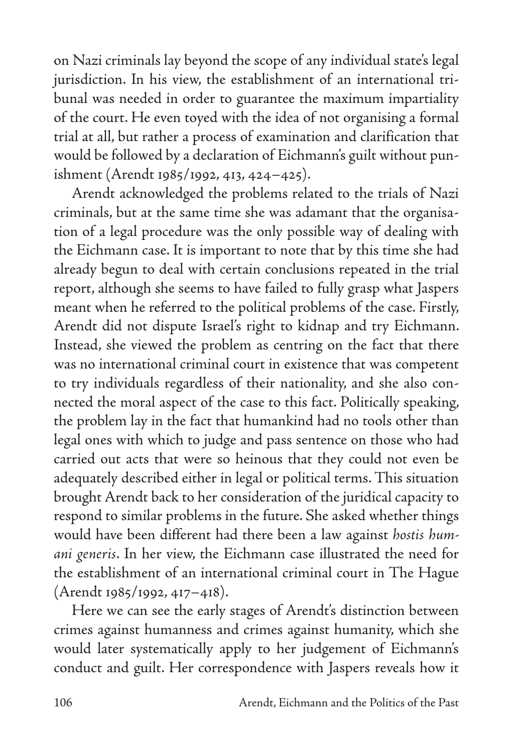on Nazi criminals lay beyond the scope of any individual state's legal jurisdiction. In his view, the establishment of an international tribunal was needed in order to guarantee the maximum impartiality of the court. He even toyed with the idea of not organising a formal trial at all, but rather a process of examination and clarification that would be followed by a declaration of Eichmann's guilt without punishment (Arendt 1985/1992, 413, 424–425).

Arendt acknowledged the problems related to the trials of Nazi criminals, but at the same time she was adamant that the organisation of a legal procedure was the only possible way of dealing with the Eichmann case. It is important to note that by this time she had already begun to deal with certain conclusions repeated in the trial report, although she seems to have failed to fully grasp what Jaspers meant when he referred to the political problems of the case. Firstly, Arendt did not dispute Israel's right to kidnap and try Eichmann. Instead, she viewed the problem as centring on the fact that there was no international criminal court in existence that was competent to try individuals regardless of their nationality, and she also connected the moral aspect of the case to this fact. Politically speaking, the problem lay in the fact that humankind had no tools other than legal ones with which to judge and pass sentence on those who had carried out acts that were so heinous that they could not even be adequately described either in legal or political terms. This situation brought Arendt back to her consideration of the juridical capacity to respond to similar problems in the future. She asked whether things would have been different had there been a law against *hostis humani generis*. In her view, the Eichmann case illustrated the need for the establishment of an international criminal court in The Hague (Arendt 1985/1992, 417–418).

Here we can see the early stages of Arendt's distinction between crimes against humanness and crimes against humanity, which she would later systematically apply to her judgement of Eichmann's conduct and guilt. Her correspondence with Jaspers reveals how it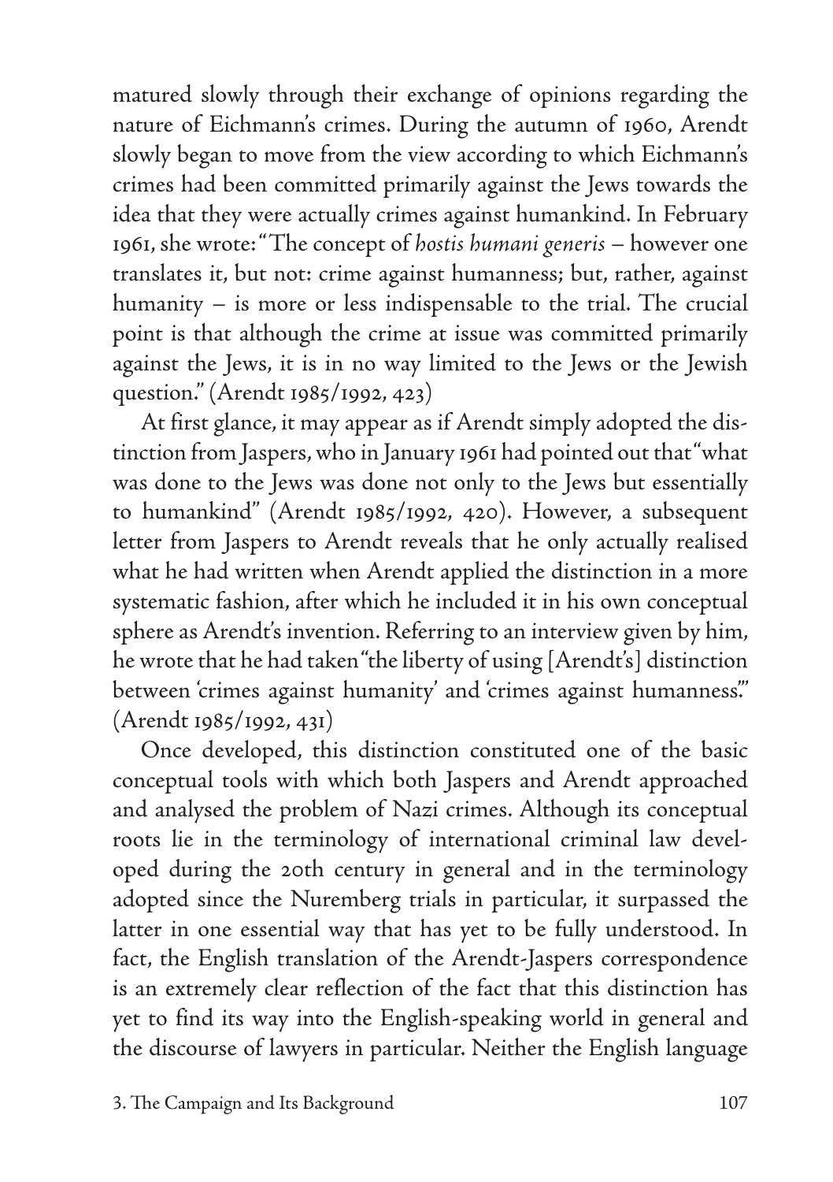matured slowly through their exchange of opinions regarding the nature of Eichmann's crimes. During the autumn of 1960, Arendt slowly began to move from the view according to which Eichmann's crimes had been committed primarily against the Jews towards the idea that they were actually crimes against humankind. In February 1961, she wrote: "The concept of *hostis humani generis* – however one translates it, but not: crime against humanness; but, rather, against humanity – is more or less indispensable to the trial. The crucial point is that although the crime at issue was committed primarily against the Jews, it is in no way limited to the Jews or the Jewish question." (Arendt 1985/1992, 423)

At first glance, it may appear as if Arendt simply adopted the distinction from Jaspers, who in January 1961 had pointed out that "what was done to the Jews was done not only to the Jews but essentially to humankind" (Arendt 1985/1992, 420). However, a subsequent letter from Jaspers to Arendt reveals that he only actually realised what he had written when Arendt applied the distinction in a more systematic fashion, after which he included it in his own conceptual sphere as Arendt's invention. Referring to an interview given by him, he wrote that he had taken "the liberty of using [Arendt's] distinction between 'crimes against humanity' and 'crimes against humanness'." (Arendt 1985/1992, 431)

Once developed, this distinction constituted one of the basic conceptual tools with which both Jaspers and Arendt approached and analysed the problem of Nazi crimes. Although its conceptual roots lie in the terminology of international criminal law developed during the 20th century in general and in the terminology adopted since the Nuremberg trials in particular, it surpassed the latter in one essential way that has yet to be fully understood. In fact, the English translation of the Arendt-Jaspers correspondence is an extremely clear reflection of the fact that this distinction has yet to find its way into the English-speaking world in general and the discourse of lawyers in particular. Neither the English language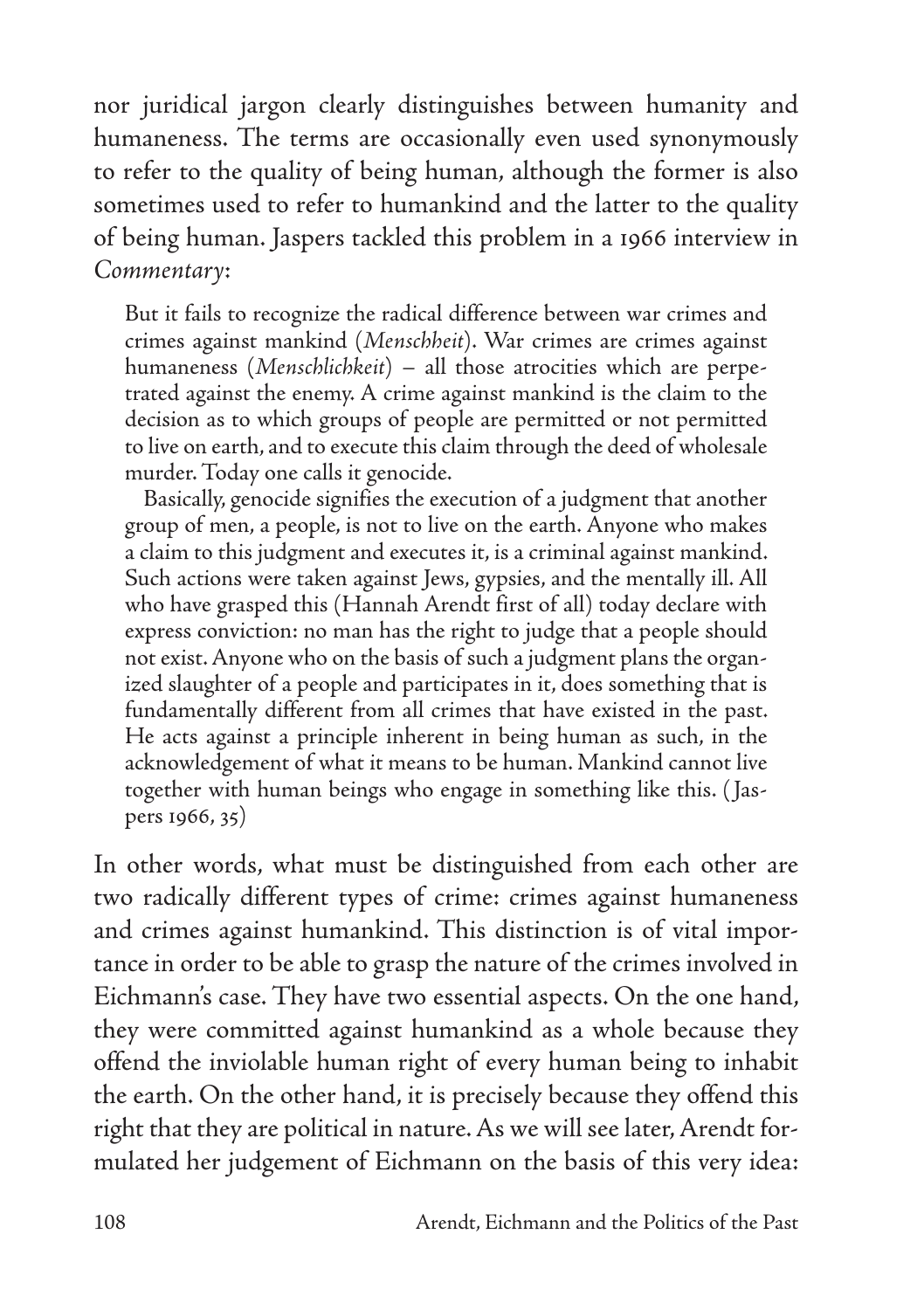nor juridical jargon clearly distinguishes between humanity and humaneness. The terms are occasionally even used synonymously to refer to the quality of being human, although the former is also sometimes used to refer to humankind and the latter to the quality of being human. Jaspers tackled this problem in a 1966 interview in *Commentary*:

> But it fails to recognize the radical difference between war crimes and crimes against mankind (*Menschheit*). War crimes are crimes against humaneness (*Menschlichkeit*) – all those atrocities which are perpetrated against the enemy. A crime against mankind is the claim to the decision as to which groups of people are permitted or not permitted to live on earth, and to execute this claim through the deed of wholesale murder. Today one calls it genocide.
>
> Basically, genocide signifies the execution of a judgment that another group of men, a people, is not to live on the earth. Anyone who makes a claim to this judgment and executes it, is a criminal against mankind. Such actions were taken against Jews, gypsies, and the mentally ill. All who have grasped this (Hannah Arendt first of all) today declare with express conviction: no man has the right to judge that a people should not exist. Anyone who on the basis of such a judgment plans the organized slaughter of a people and participates in it, does something that is fundamentally different from all crimes that have existed in the past. He acts against a principle inherent in being human as such, in the acknowledgement of what it means to be human. Mankind cannot live together with human beings who engage in something like this. (Jaspers 1966, 35)

In other words, what must be distinguished from each other are two radically different types of crime: crimes against humaneness and crimes against humankind. This distinction is of vital importance in order to be able to grasp the nature of the crimes involved in Eichmann's case. They have two essential aspects. On the one hand, they were committed against humankind as a whole because they offend the inviolable human right of every human being to inhabit the earth. On the other hand, it is precisely because they offend this right that they are political in nature. As we will see later, Arendt formulated her judgement of Eichmann on the basis of this very idea: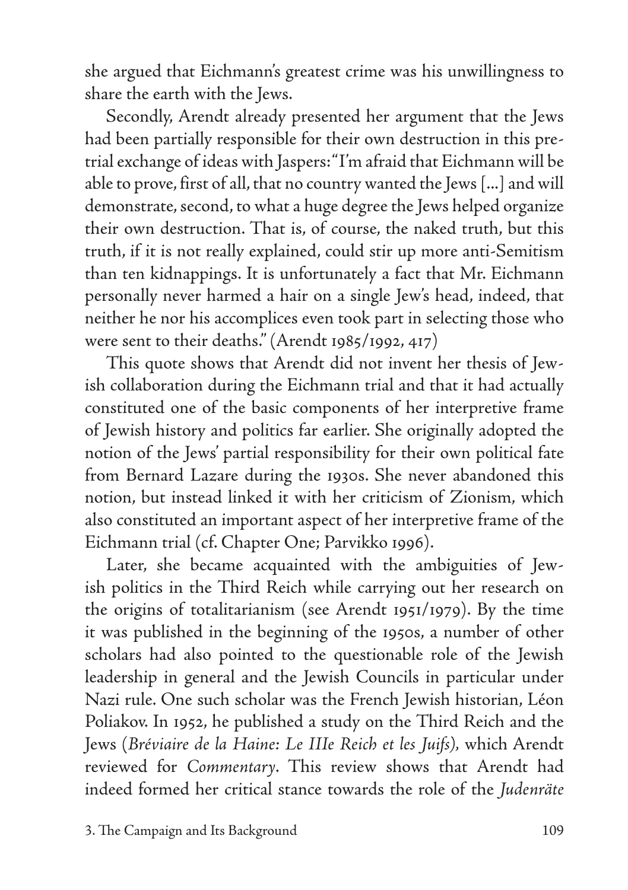she argued that Eichmann's greatest crime was his unwillingness to share the earth with the Jews.

Secondly, Arendt already presented her argument that the Jews had been partially responsible for their own destruction in this pretrial exchange of ideas with Jaspers: "I'm afraid that Eichmann will be able to prove, first of all, that no country wanted the Jews [...] and will demonstrate, second, to what a huge degree the Jews helped organize their own destruction. That is, of course, the naked truth, but this truth, if it is not really explained, could stir up more anti-Semitism than ten kidnappings. It is unfortunately a fact that Mr. Eichmann personally never harmed a hair on a single Jew's head, indeed, that neither he nor his accomplices even took part in selecting those who were sent to their deaths." (Arendt 1985/1992, 417)

This quote shows that Arendt did not invent her thesis of Jewish collaboration during the Eichmann trial and that it had actually constituted one of the basic components of her interpretive frame of Jewish history and politics far earlier. She originally adopted the notion of the Jews' partial responsibility for their own political fate from Bernard Lazare during the 1930s. She never abandoned this notion, but instead linked it with her criticism of Zionism, which also constituted an important aspect of her interpretive frame of the Eichmann trial (cf. Chapter One; Parvikko 1996).

Later, she became acquainted with the ambiguities of Jewish politics in the Third Reich while carrying out her research on the origins of totalitarianism (see Arendt 1951/1979). By the time it was published in the beginning of the 1950s, a number of other scholars had also pointed to the questionable role of the Jewish leadership in general and the Jewish Councils in particular under Nazi rule. One such scholar was the French Jewish historian, Léon Poliakov. In 1952, he published a study on the Third Reich and the Jews (*Bréviaire de la Haine: Le IIIe Reich et les Juifs*), which Arendt reviewed for *Commentary*. This review shows that Arendt had indeed formed her critical stance towards the role of the *Judenräte*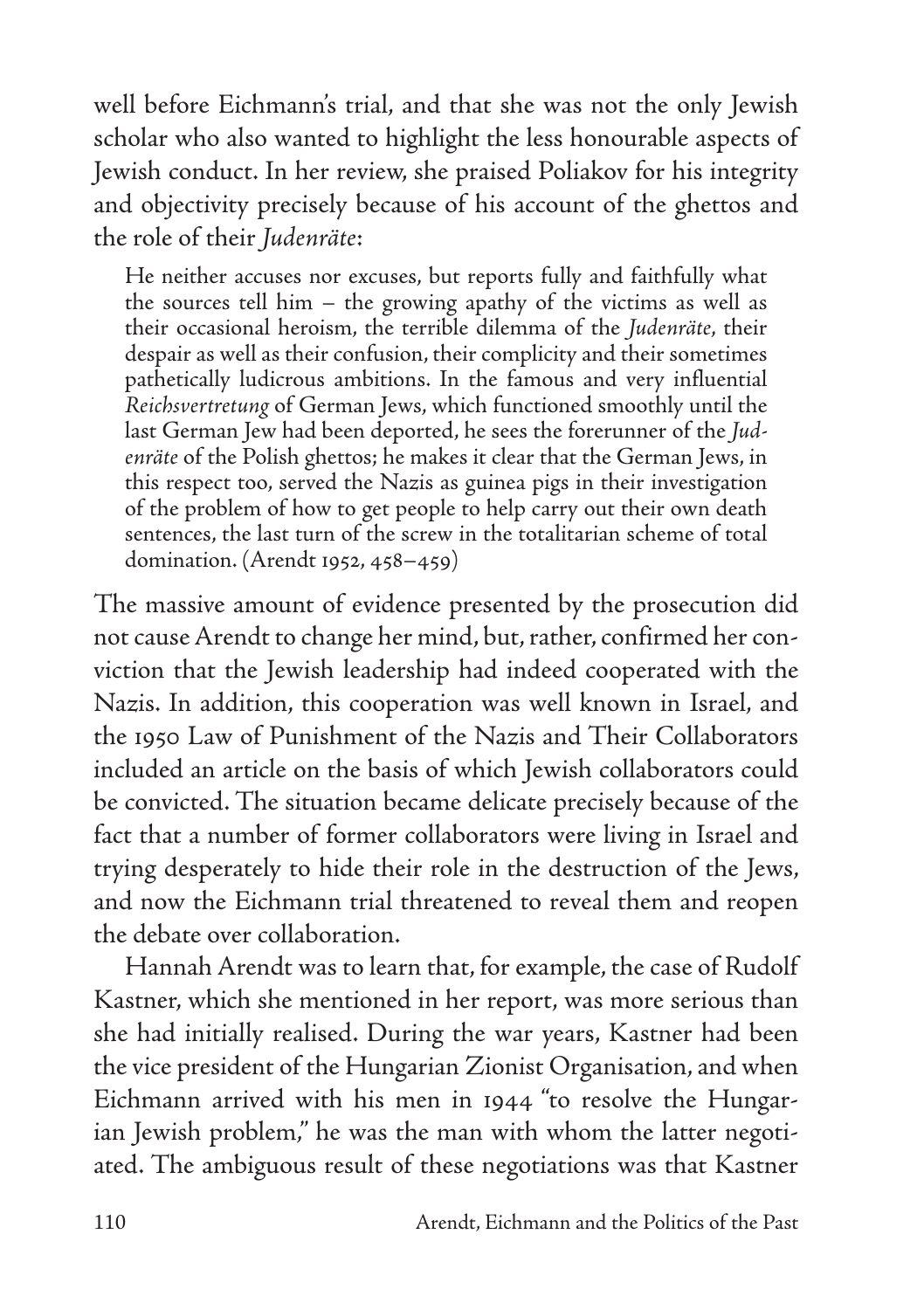well before Eichmann's trial, and that she was not the only Jewish scholar who also wanted to highlight the less honourable aspects of Jewish conduct. In her review, she praised Poliakov for his integrity and objectivity precisely because of his account of the ghettos and the role of their *Judenräte*:

> He neither accuses nor excuses, but reports fully and faithfully what the sources tell him – the growing apathy of the victims as well as their occasional heroism, the terrible dilemma of the *Judenräte*, their despair as well as their confusion, their complicity and their sometimes pathetically ludicrous ambitions. In the famous and very influential *Reichsvertretung* of German Jews, which functioned smoothly until the last German Jew had been deported, he sees the forerunner of the *Judenräte* of the Polish ghettos; he makes it clear that the German Jews, in this respect too, served the Nazis as guinea pigs in their investigation of the problem of how to get people to help carry out their own death sentences, the last turn of the screw in the totalitarian scheme of total domination. (Arendt 1952, 458–459)

The massive amount of evidence presented by the prosecution did not cause Arendt to change her mind, but, rather, confirmed her conviction that the Jewish leadership had indeed cooperated with the Nazis. In addition, this cooperation was well known in Israel, and the 1950 Law of Punishment of the Nazis and Their Collaborators included an article on the basis of which Jewish collaborators could be convicted. The situation became delicate precisely because of the fact that a number of former collaborators were living in Israel and trying desperately to hide their role in the destruction of the Jews, and now the Eichmann trial threatened to reveal them and reopen the debate over collaboration.

Hannah Arendt was to learn that, for example, the case of Rudolf Kastner, which she mentioned in her report, was more serious than she had initially realised. During the war years, Kastner had been the vice president of the Hungarian Zionist Organisation, and when Eichmann arrived with his men in 1944 "to resolve the Hungarian Jewish problem," he was the man with whom the latter negotiated. The ambiguous result of these negotiations was that Kastner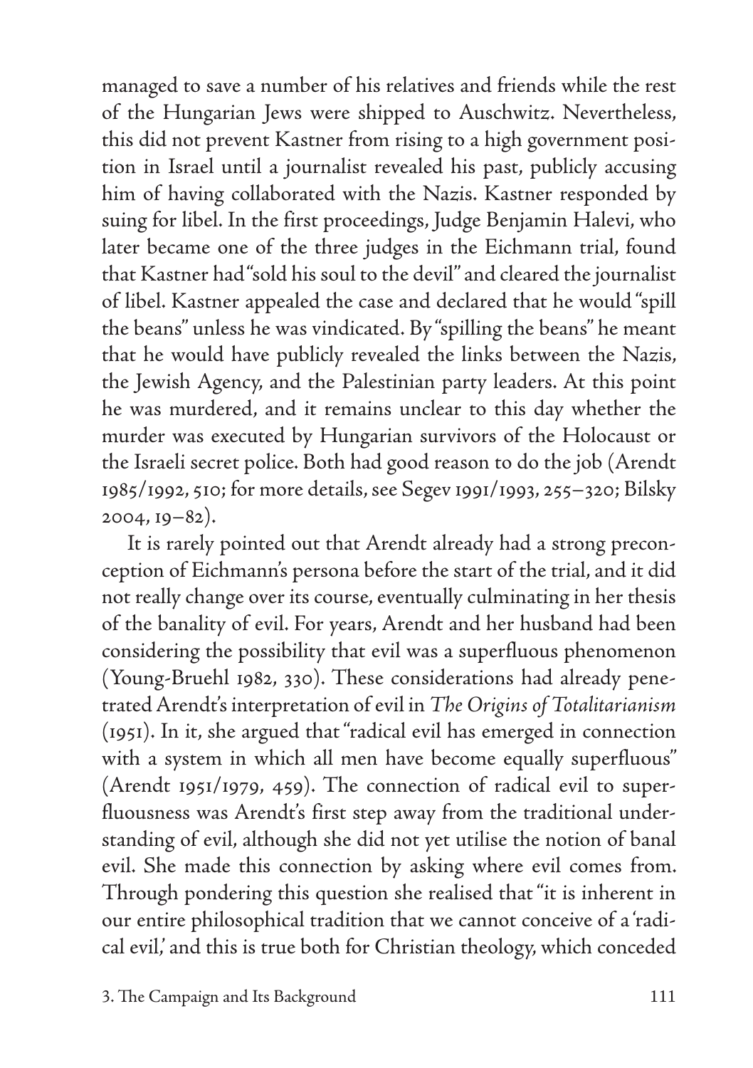managed to save a number of his relatives and friends while the rest of the Hungarian Jews were shipped to Auschwitz. Nevertheless, this did not prevent Kastner from rising to a high government position in Israel until a journalist revealed his past, publicly accusing him of having collaborated with the Nazis. Kastner responded by suing for libel. In the first proceedings, Judge Benjamin Halevi, who later became one of the three judges in the Eichmann trial, found that Kastner had "sold his soul to the devil" and cleared the journalist of libel. Kastner appealed the case and declared that he would "spill the beans" unless he was vindicated. By "spilling the beans" he meant that he would have publicly revealed the links between the Nazis, the Jewish Agency, and the Palestinian party leaders. At this point he was murdered, and it remains unclear to this day whether the murder was executed by Hungarian survivors of the Holocaust or the Israeli secret police. Both had good reason to do the job (Arendt 1985/1992, 510; for more details, see Segev 1991/1993, 255–320; Bilsky 2004, 19–82).

It is rarely pointed out that Arendt already had a strong preconception of Eichmann's persona before the start of the trial, and it did not really change over its course, eventually culminating in her thesis of the banality of evil. For years, Arendt and her husband had been considering the possibility that evil was a superfluous phenomenon (Young-Bruehl 1982, 330). These considerations had already penetrated Arendt's interpretation of evil in *The Origins of Totalitarianism* (1951). In it, she argued that "radical evil has emerged in connection with a system in which all men have become equally superfluous" (Arendt 1951/1979, 459). The connection of radical evil to superfluousness was Arendt's first step away from the traditional understanding of evil, although she did not yet utilise the notion of banal evil. She made this connection by asking where evil comes from. Through pondering this question she realised that "it is inherent in our entire philosophical tradition that we cannot conceive of a 'radical evil,' and this is true both for Christian theology, which conceded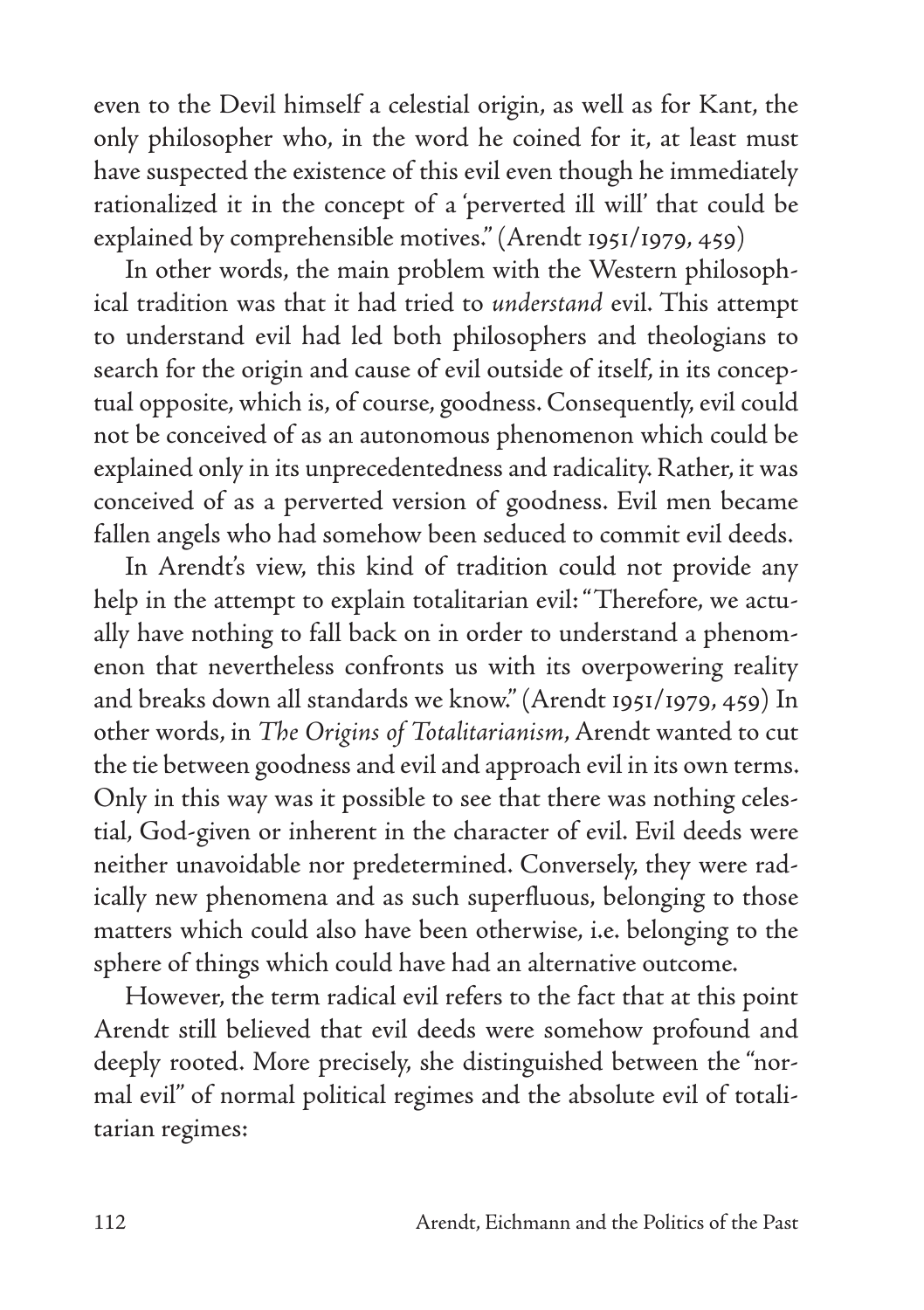even to the Devil himself a celestial origin, as well as for Kant, the only philosopher who, in the word he coined for it, at least must have suspected the existence of this evil even though he immediately rationalized it in the concept of a 'perverted ill will' that could be explained by comprehensible motives." (Arendt 1951/1979, 459)

In other words, the main problem with the Western philosophical tradition was that it had tried to *understand* evil. This attempt to understand evil had led both philosophers and theologians to search for the origin and cause of evil outside of itself, in its conceptual opposite, which is, of course, goodness. Consequently, evil could not be conceived of as an autonomous phenomenon which could be explained only in its unprecedentedness and radicality. Rather, it was conceived of as a perverted version of goodness. Evil men became fallen angels who had somehow been seduced to commit evil deeds.

In Arendt's view, this kind of tradition could not provide any help in the attempt to explain totalitarian evil: "Therefore, we actually have nothing to fall back on in order to understand a phenomenon that nevertheless confronts us with its overpowering reality and breaks down all standards we know." (Arendt 1951/1979, 459) In other words, in *The Origins of Totalitarianism*, Arendt wanted to cut the tie between goodness and evil and approach evil in its own terms. Only in this way was it possible to see that there was nothing celestial, God-given or inherent in the character of evil. Evil deeds were neither unavoidable nor predetermined. Conversely, they were radically new phenomena and as such superfluous, belonging to those matters which could also have been otherwise, i.e. belonging to the sphere of things which could have had an alternative outcome.

However, the term radical evil refers to the fact that at this point Arendt still believed that evil deeds were somehow profound and deeply rooted. More precisely, she distinguished between the "normal evil" of normal political regimes and the absolute evil of totalitarian regimes: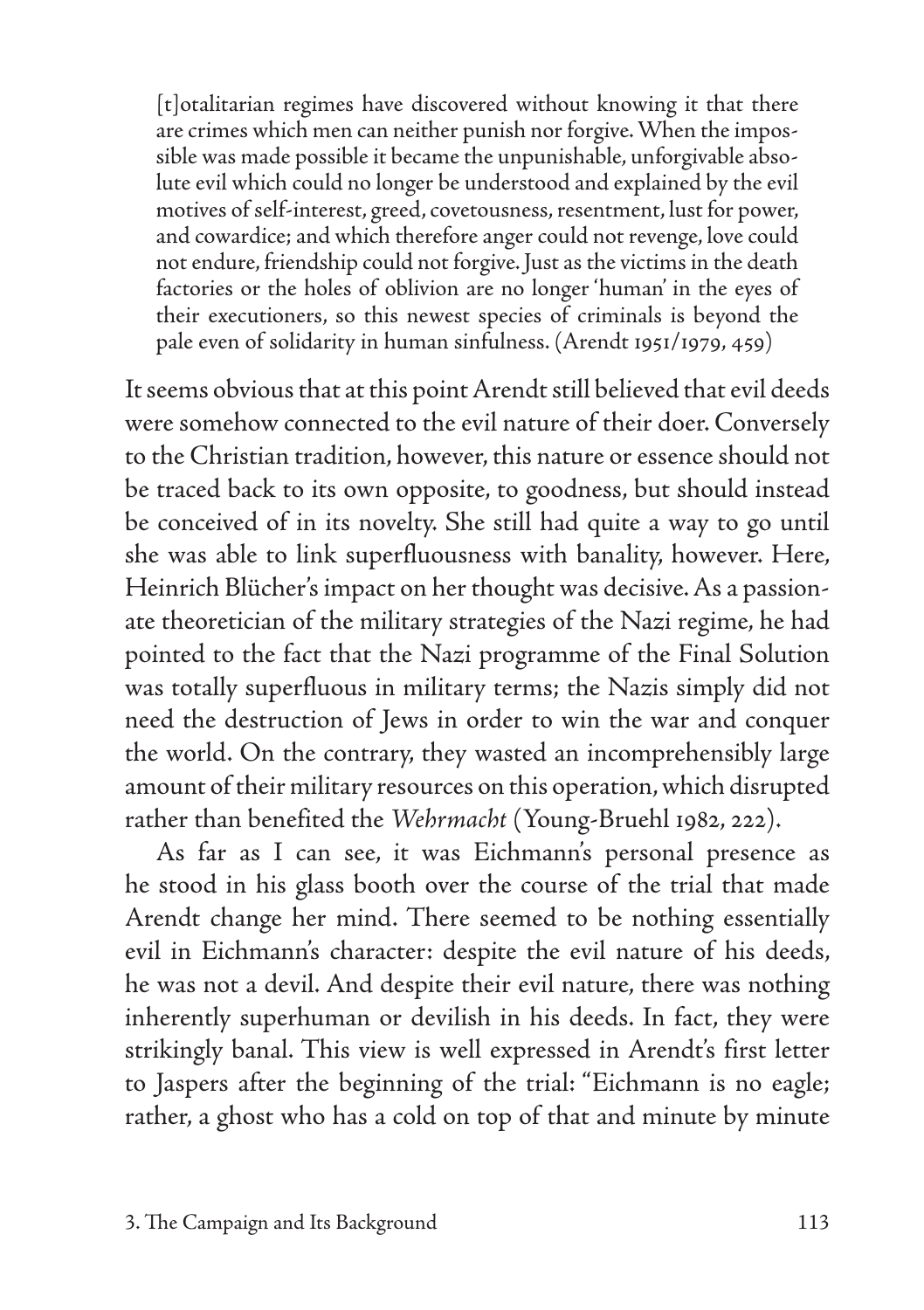> [t]otalitarian regimes have discovered without knowing it that there are crimes which men can neither punish nor forgive. When the impossible was made possible it became the unpunishable, unforgivable absolute evil which could no longer be understood and explained by the evil motives of self-interest, greed, covetousness, resentment, lust for power, and cowardice; and which therefore anger could not revenge, love could not endure, friendship could not forgive. Just as the victims in the death factories or the holes of oblivion are no longer 'human' in the eyes of their executioners, so this newest species of criminals is beyond the pale even of solidarity in human sinfulness. (Arendt 1951/1979, 459)

It seems obvious that at this point Arendt still believed that evil deeds were somehow connected to the evil nature of their doer. Conversely to the Christian tradition, however, this nature or essence should not be traced back to its own opposite, to goodness, but should instead be conceived of in its novelty. She still had quite a way to go until she was able to link superfluousness with banality, however. Here, Heinrich Blücher's impact on her thought was decisive. As a passionate theoretician of the military strategies of the Nazi regime, he had pointed to the fact that the Nazi programme of the Final Solution was totally superfluous in military terms; the Nazis simply did not need the destruction of Jews in order to win the war and conquer the world. On the contrary, they wasted an incomprehensibly large amount of their military resources on this operation, which disrupted rather than benefited the *Wehrmacht* (Young-Bruehl 1982, 222).

As far as I can see, it was Eichmann's personal presence as he stood in his glass booth over the course of the trial that made Arendt change her mind. There seemed to be nothing essentially evil in Eichmann's character: despite the evil nature of his deeds, he was not a devil. And despite their evil nature, there was nothing inherently superhuman or devilish in his deeds. In fact, they were strikingly banal. This view is well expressed in Arendt's first letter to Jaspers after the beginning of the trial: "Eichmann is no eagle; rather, a ghost who has a cold on top of that and minute by minute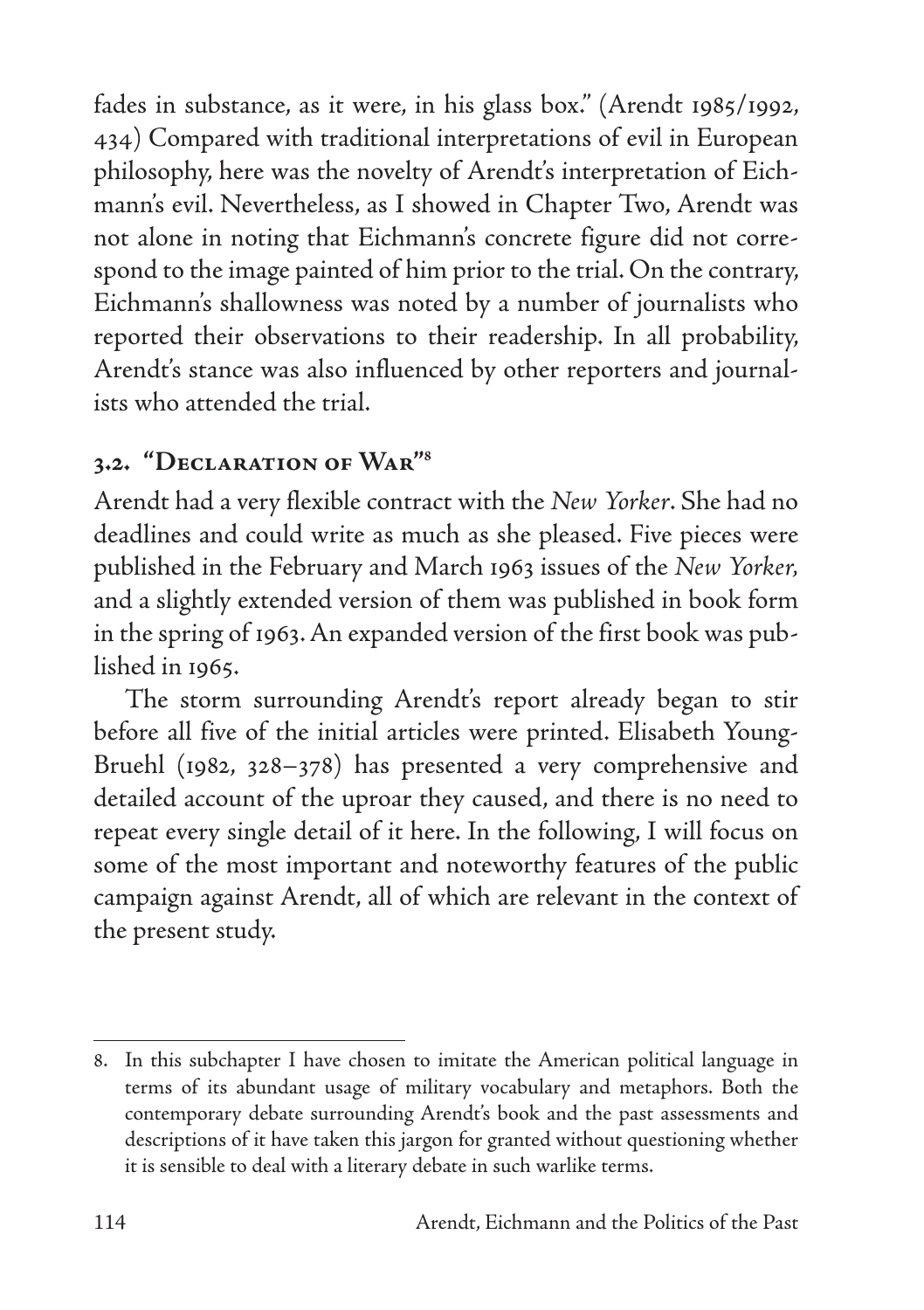fades in substance, as it were, in his glass box." (Arendt 1985/1992, 434) Compared with traditional interpretations of evil in European philosophy, here was the novelty of Arendt's interpretation of Eichmann's evil. Nevertheless, as I showed in Chapter Two, Arendt was not alone in noting that Eichmann's concrete figure did not correspond to the image painted of him prior to the trial. On the contrary, Eichmann's shallowness was noted by a number of journalists who reported their observations to their readership. In all probability, Arendt's stance was also influenced by other reporters and journalists who attended the trial.

## 3.2. "Declaration of War"[8]

Arendt had a very flexible contract with the *New Yorker*. She had no deadlines and could write as much as she pleased. Five pieces were published in the February and March 1963 issues of the *New Yorker*, and a slightly extended version of them was published in book form in the spring of 1963. An expanded version of the first book was published in 1965.

The storm surrounding Arendt's report already began to stir before all five of the initial articles were printed. Elisabeth Young-Bruehl (1982, 328–378) has presented a very comprehensive and detailed account of the uproar they caused, and there is no need to repeat every single detail of it here. In the following, I will focus on some of the most important and noteworthy features of the public campaign against Arendt, all of which are relevant in the context of the present study.

---

8. In this subchapter I have chosen to imitate the American political language in terms of its abundant usage of military vocabulary and metaphors. Both the contemporary debate surrounding Arendt's book and the past assessments and descriptions of it have taken this jargon for granted without questioning whether it is sensible to deal with a literary debate in such warlike terms.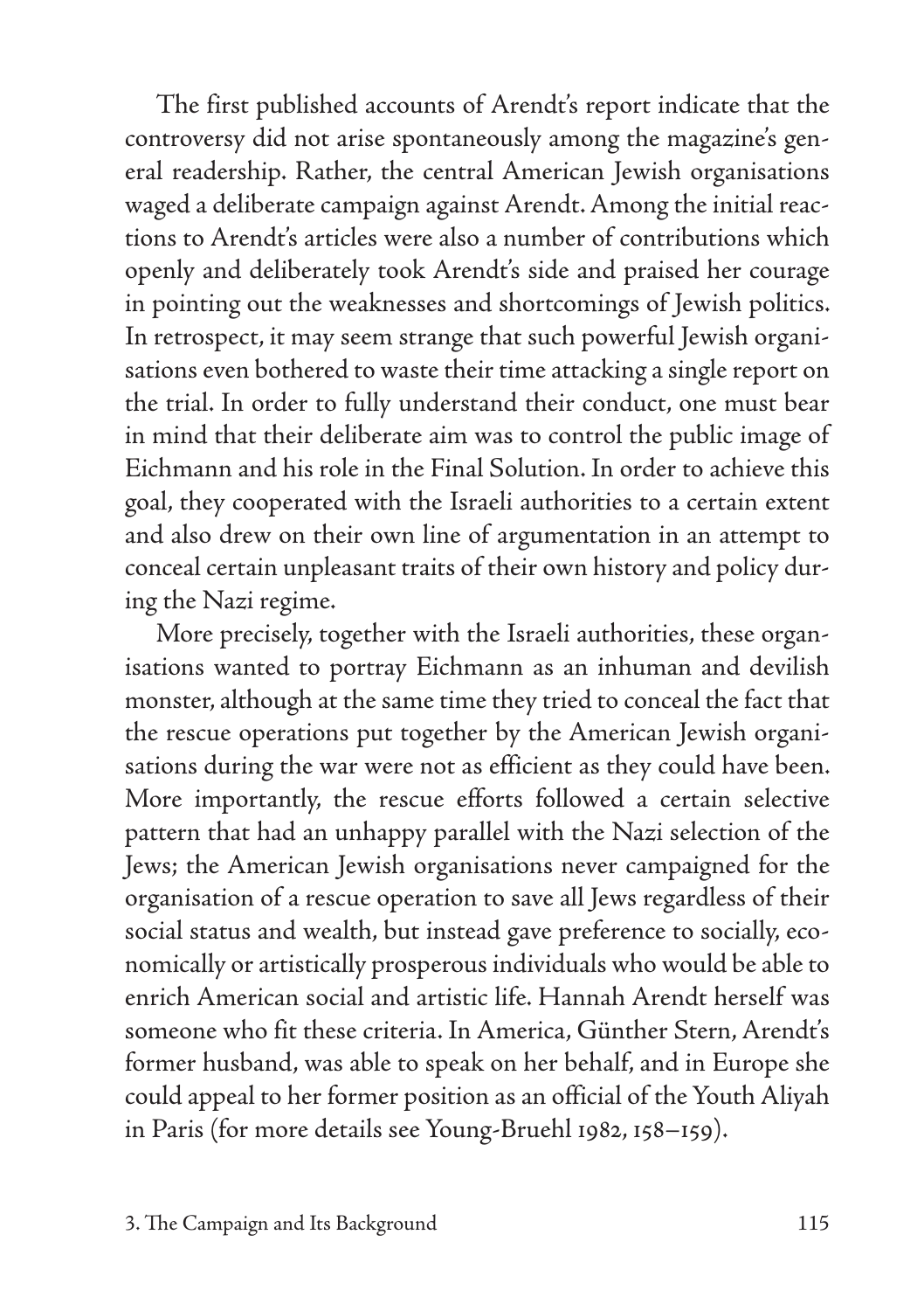The first published accounts of Arendt's report indicate that the controversy did not arise spontaneously among the magazine's general readership. Rather, the central American Jewish organisations waged a deliberate campaign against Arendt. Among the initial reactions to Arendt's articles were also a number of contributions which openly and deliberately took Arendt's side and praised her courage in pointing out the weaknesses and shortcomings of Jewish politics. In retrospect, it may seem strange that such powerful Jewish organisations even bothered to waste their time attacking a single report on the trial. In order to fully understand their conduct, one must bear in mind that their deliberate aim was to control the public image of Eichmann and his role in the Final Solution. In order to achieve this goal, they cooperated with the Israeli authorities to a certain extent and also drew on their own line of argumentation in an attempt to conceal certain unpleasant traits of their own history and policy during the Nazi regime.

More precisely, together with the Israeli authorities, these organisations wanted to portray Eichmann as an inhuman and devilish monster, although at the same time they tried to conceal the fact that the rescue operations put together by the American Jewish organisations during the war were not as efficient as they could have been. More importantly, the rescue efforts followed a certain selective pattern that had an unhappy parallel with the Nazi selection of the Jews; the American Jewish organisations never campaigned for the organisation of a rescue operation to save all Jews regardless of their social status and wealth, but instead gave preference to socially, economically or artistically prosperous individuals who would be able to enrich American social and artistic life. Hannah Arendt herself was someone who fit these criteria. In America, Günther Stern, Arendt's former husband, was able to speak on her behalf, and in Europe she could appeal to her former position as an official of the Youth Aliyah in Paris (for more details see Young-Bruehl 1982, 158–159).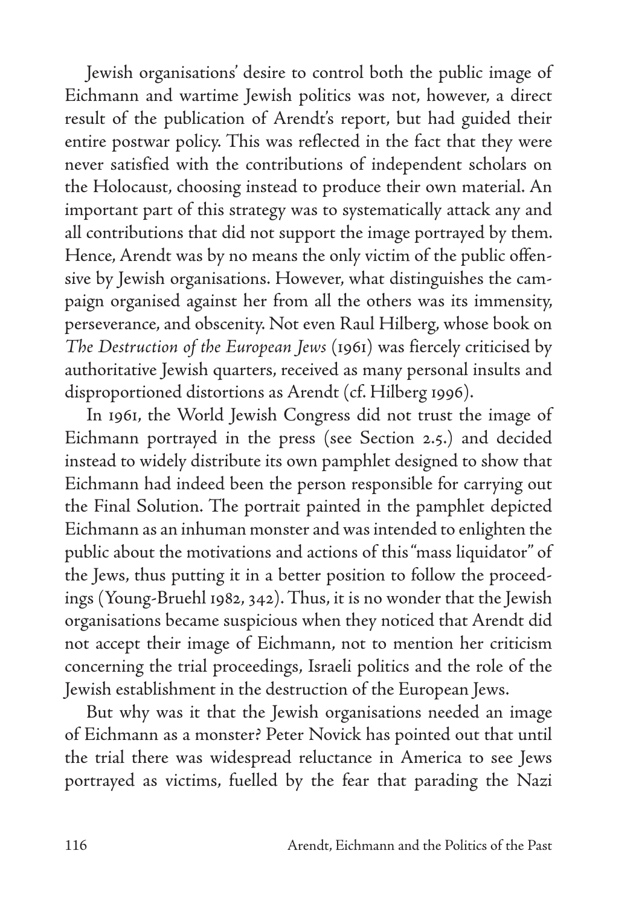Jewish organisations' desire to control both the public image of Eichmann and wartime Jewish politics was not, however, a direct result of the publication of Arendt's report, but had guided their entire postwar policy. This was reflected in the fact that they were never satisfied with the contributions of independent scholars on the Holocaust, choosing instead to produce their own material. An important part of this strategy was to systematically attack any and all contributions that did not support the image portrayed by them. Hence, Arendt was by no means the only victim of the public offensive by Jewish organisations. However, what distinguishes the campaign organised against her from all the others was its immensity, perseverance, and obscenity. Not even Raul Hilberg, whose book on *The Destruction of the European Jews* (1961) was fiercely criticised by authoritative Jewish quarters, received as many personal insults and disproportioned distortions as Arendt (cf. Hilberg 1996).

In 1961, the World Jewish Congress did not trust the image of Eichmann portrayed in the press (see Section 2.5.) and decided instead to widely distribute its own pamphlet designed to show that Eichmann had indeed been the person responsible for carrying out the Final Solution. The portrait painted in the pamphlet depicted Eichmann as an inhuman monster and was intended to enlighten the public about the motivations and actions of this "mass liquidator" of the Jews, thus putting it in a better position to follow the proceedings (Young-Bruehl 1982, 342). Thus, it is no wonder that the Jewish organisations became suspicious when they noticed that Arendt did not accept their image of Eichmann, not to mention her criticism concerning the trial proceedings, Israeli politics and the role of the Jewish establishment in the destruction of the European Jews.

But why was it that the Jewish organisations needed an image of Eichmann as a monster? Peter Novick has pointed out that until the trial there was widespread reluctance in America to see Jews portrayed as victims, fuelled by the fear that parading the Nazi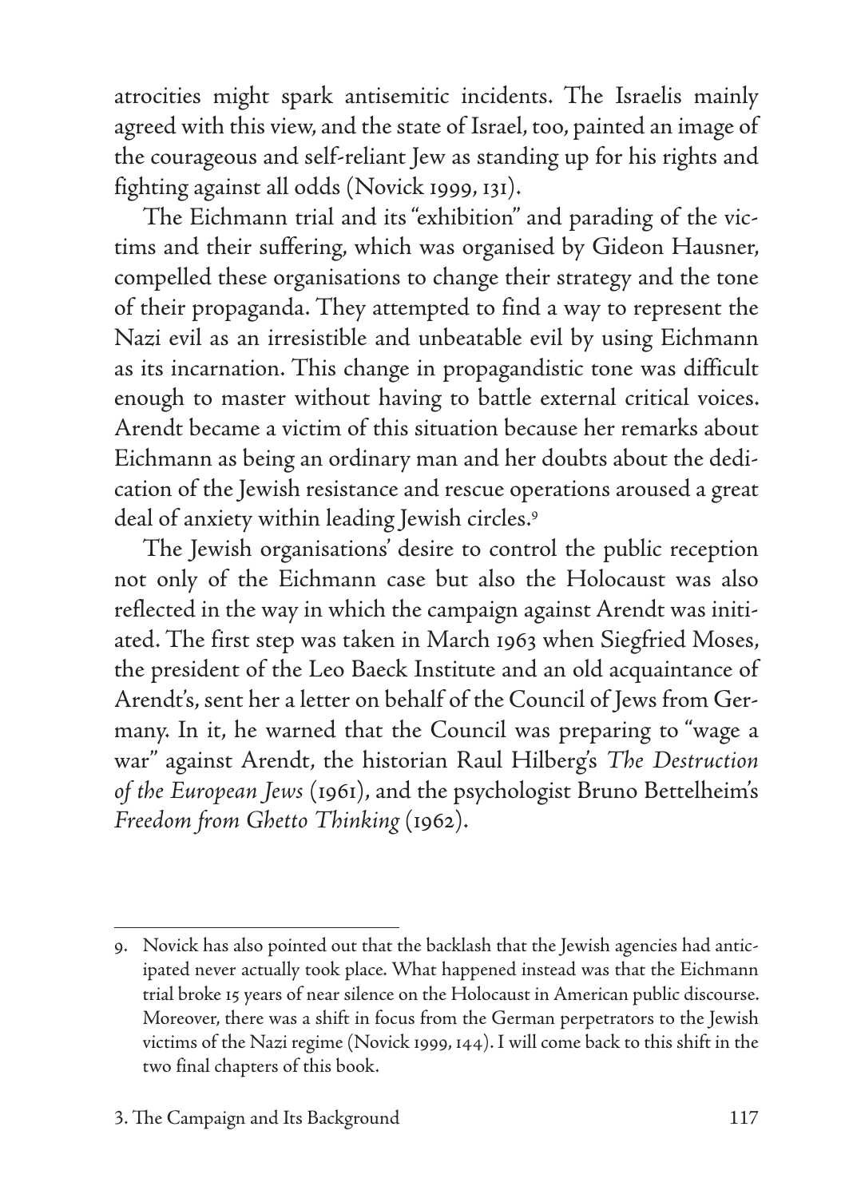atrocities might spark antisemitic incidents. The Israelis mainly agreed with this view, and the state of Israel, too, painted an image of the courageous and self-reliant Jew as standing up for his rights and fighting against all odds (Novick 1999, 131).

The Eichmann trial and its "exhibition" and parading of the victims and their suffering, which was organised by Gideon Hausner, compelled these organisations to change their strategy and the tone of their propaganda. They attempted to find a way to represent the Nazi evil as an irresistible and unbeatable evil by using Eichmann as its incarnation. This change in propagandistic tone was difficult enough to master without having to battle external critical voices. Arendt became a victim of this situation because her remarks about Eichmann as being an ordinary man and her doubts about the dedication of the Jewish resistance and rescue operations aroused a great deal of anxiety within leading Jewish circles.[9]

The Jewish organisations' desire to control the public reception not only of the Eichmann case but also the Holocaust was also reflected in the way in which the campaign against Arendt was initiated. The first step was taken in March 1963 when Siegfried Moses, the president of the Leo Baeck Institute and an old acquaintance of Arendt's, sent her a letter on behalf of the Council of Jews from Germany. In it, he warned that the Council was preparing to "wage a war" against Arendt, the historian Raul Hilberg's *The Destruction of the European Jews* (1961), and the psychologist Bruno Bettelheim's *Freedom from Ghetto Thinking* (1962).

---

9. Novick has also pointed out that the backlash that the Jewish agencies had anticipated never actually took place. What happened instead was that the Eichmann trial broke 15 years of near silence on the Holocaust in American public discourse. Moreover, there was a shift in focus from the German perpetrators to the Jewish victims of the Nazi regime (Novick 1999, 144). I will come back to this shift in the two final chapters of this book.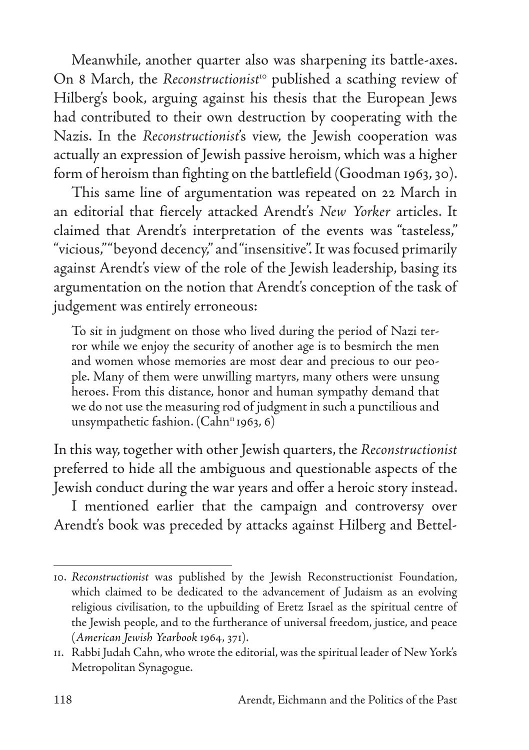Meanwhile, another quarter also was sharpening its battle-axes. On 8 March, the *Reconstructionist*[10] published a scathing review of Hilberg's book, arguing against his thesis that the European Jews had contributed to their own destruction by cooperating with the Nazis. In the *Reconstructionist*'s view, the Jewish cooperation was actually an expression of Jewish passive heroism, which was a higher form of heroism than fighting on the battlefield (Goodman 1963, 30).

This same line of argumentation was repeated on 22 March in an editorial that fiercely attacked Arendt's *New Yorker* articles. It claimed that Arendt's interpretation of the events was "tasteless," "vicious," "beyond decency," and "insensitive". It was focused primarily against Arendt's view of the role of the Jewish leadership, basing its argumentation on the notion that Arendt's conception of the task of judgement was entirely erroneous:

> To sit in judgment on those who lived during the period of Nazi terror while we enjoy the security of another age is to besmirch the men and women whose memories are most dear and precious to our people. Many of them were unwilling martyrs, many others were unsung heroes. From this distance, honor and human sympathy demand that we do not use the measuring rod of judgment in such a punctilious and unsympathetic fashion. (Cahn[11] 1963, 6)

In this way, together with other Jewish quarters, the *Reconstructionist* preferred to hide all the ambiguous and questionable aspects of the Jewish conduct during the war years and offer a heroic story instead.

I mentioned earlier that the campaign and controversy over Arendt's book was preceded by attacks against Hilberg and Bettel-

---

10. *Reconstructionist* was published by the Jewish Reconstructionist Foundation, which claimed to be dedicated to the advancement of Judaism as an evolving religious civilisation, to the upbuilding of Eretz Israel as the spiritual centre of the Jewish people, and to the furtherance of universal freedom, justice, and peace (*American Jewish Yearbook* 1964, 371).

11. Rabbi Judah Cahn, who wrote the editorial, was the spiritual leader of New York's Metropolitan Synagogue.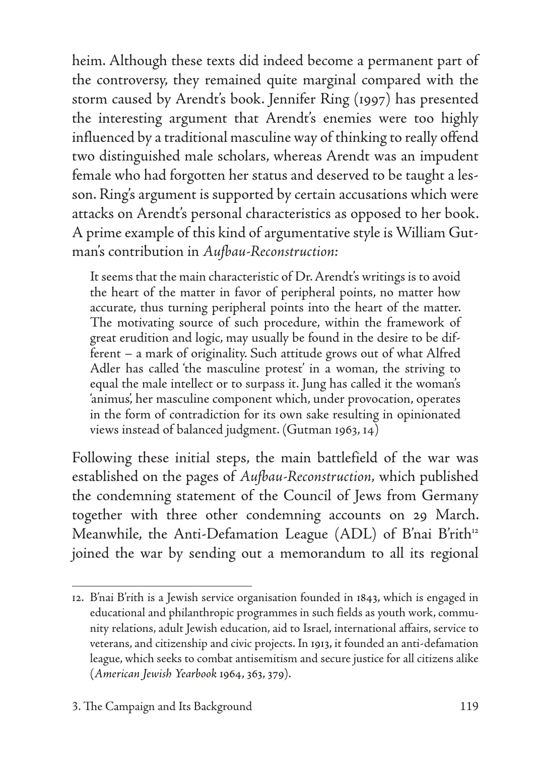heim. Although these texts did indeed become a permanent part of the controversy, they remained quite marginal compared with the storm caused by Arendt's book. Jennifer Ring (1997) has presented the interesting argument that Arendt's enemies were too highly influenced by a traditional masculine way of thinking to really offend two distinguished male scholars, whereas Arendt was an impudent female who had forgotten her status and deserved to be taught a lesson. Ring's argument is supported by certain accusations which were attacks on Arendt's personal characteristics as opposed to her book. A prime example of this kind of argumentative style is William Gutman's contribution in *Aufbau-Reconstruction*:

> It seems that the main characteristic of Dr. Arendt's writings is to avoid the heart of the matter in favor of peripheral points, no matter how accurate, thus turning peripheral points into the heart of the matter. The motivating source of such procedure, within the framework of great erudition and logic, may usually be found in the desire to be different – a mark of originality. Such attitude grows out of what Alfred Adler has called 'the masculine protest' in a woman, the striving to equal the male intellect or to surpass it. Jung has called it the woman's 'animus', her masculine component which, under provocation, operates in the form of contradiction for its own sake resulting in opinionated views instead of balanced judgment. (Gutman 1963, 14)

Following these initial steps, the main battlefield of the war was established on the pages of *Aufbau-Reconstruction*, which published the condemning statement of the Council of Jews from Germany together with three other condemning accounts on 29 March. Meanwhile, the Anti-Defamation League (ADL) of B'nai B'rith[12] joined the war by sending out a memorandum to all its regional

12. B'nai B'rith is a Jewish service organisation founded in 1843, which is engaged in educational and philanthropic programmes in such fields as youth work, community relations, adult Jewish education, aid to Israel, international affairs, service to veterans, and citizenship and civic projects. In 1913, it founded an anti-defamation league, which seeks to combat antisemitism and secure justice for all citizens alike (*American Jewish Yearbook* 1964, 363, 379).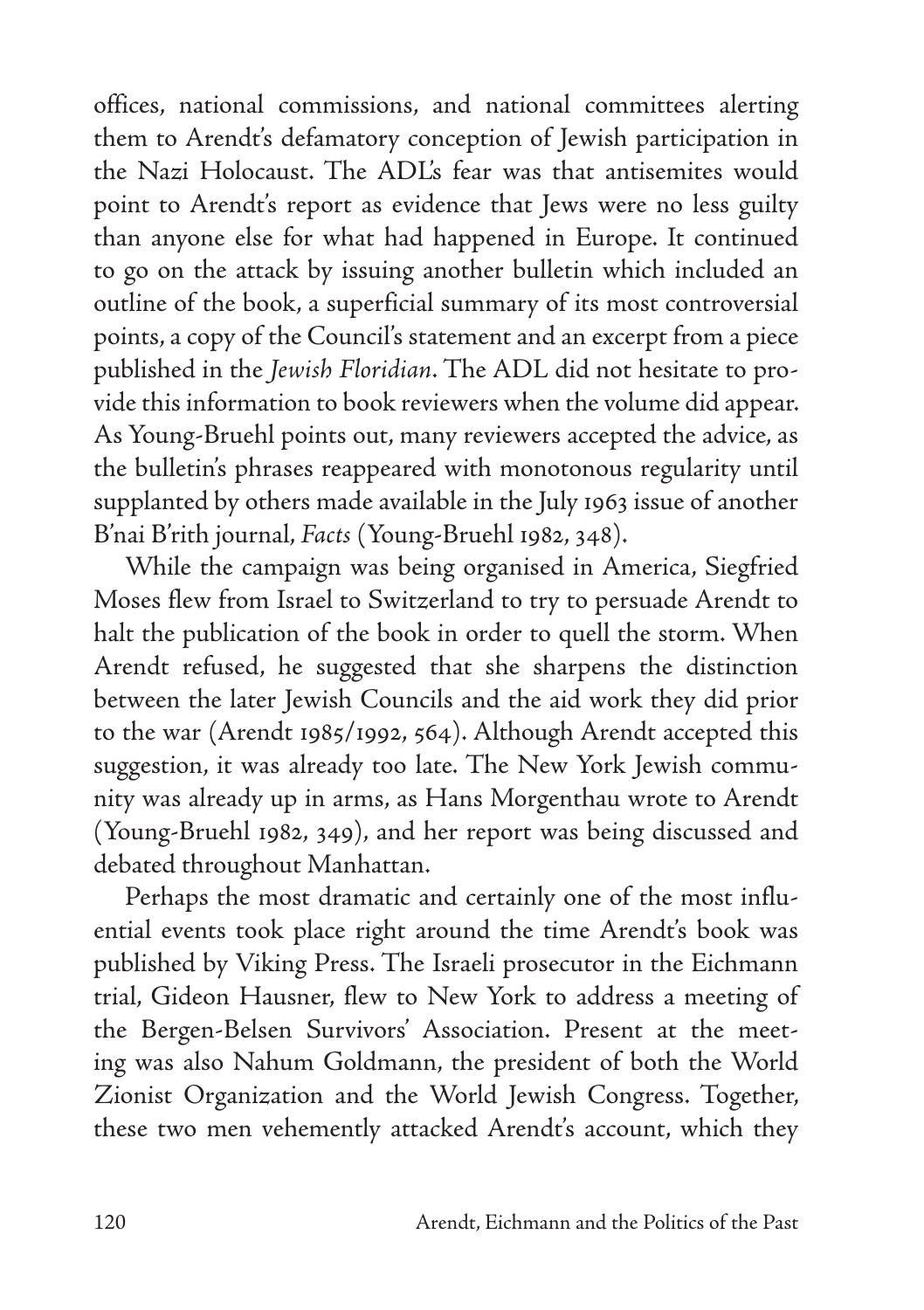offices, national commissions, and national committees alerting them to Arendt's defamatory conception of Jewish participation in the Nazi Holocaust. The ADL's fear was that antisemites would point to Arendt's report as evidence that Jews were no less guilty than anyone else for what had happened in Europe. It continued to go on the attack by issuing another bulletin which included an outline of the book, a superficial summary of its most controversial points, a copy of the Council's statement and an excerpt from a piece published in the *Jewish Floridian*. The ADL did not hesitate to provide this information to book reviewers when the volume did appear. As Young-Bruehl points out, many reviewers accepted the advice, as the bulletin's phrases reappeared with monotonous regularity until supplanted by others made available in the July 1963 issue of another B'nai B'rith journal, *Facts* (Young-Bruehl 1982, 348).

While the campaign was being organised in America, Siegfried Moses flew from Israel to Switzerland to try to persuade Arendt to halt the publication of the book in order to quell the storm. When Arendt refused, he suggested that she sharpens the distinction between the later Jewish Councils and the aid work they did prior to the war (Arendt 1985/1992, 564). Although Arendt accepted this suggestion, it was already too late. The New York Jewish community was already up in arms, as Hans Morgenthau wrote to Arendt (Young-Bruehl 1982, 349), and her report was being discussed and debated throughout Manhattan.

Perhaps the most dramatic and certainly one of the most influential events took place right around the time Arendt's book was published by Viking Press. The Israeli prosecutor in the Eichmann trial, Gideon Hausner, flew to New York to address a meeting of the Bergen-Belsen Survivors' Association. Present at the meeting was also Nahum Goldmann, the president of both the World Zionist Organization and the World Jewish Congress. Together, these two men vehemently attacked Arendt's account, which they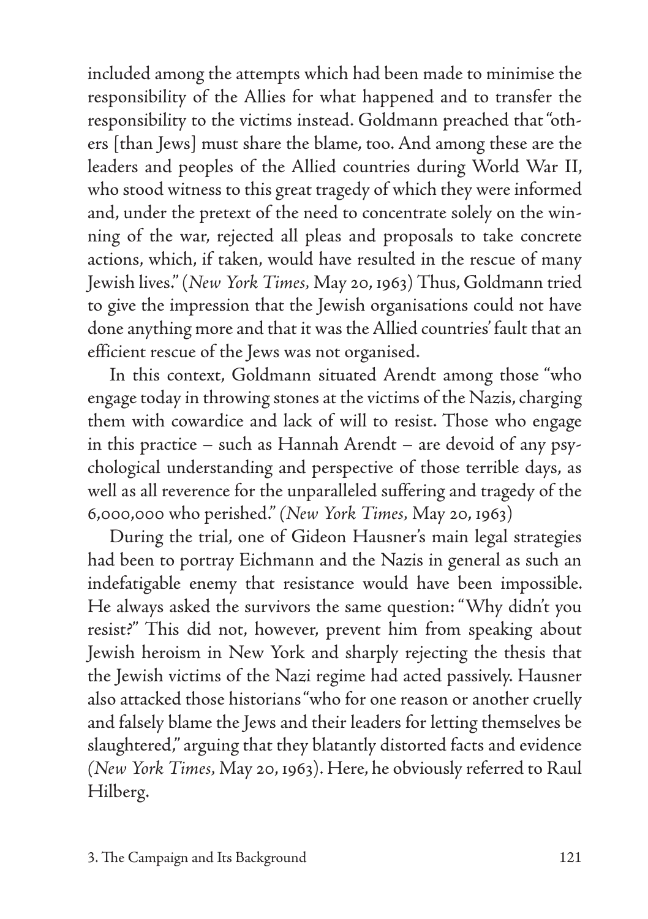included among the attempts which had been made to minimise the responsibility of the Allies for what happened and to transfer the responsibility to the victims instead. Goldmann preached that "others [than Jews] must share the blame, too. And among these are the leaders and peoples of the Allied countries during World War II, who stood witness to this great tragedy of which they were informed and, under the pretext of the need to concentrate solely on the winning of the war, rejected all pleas and proposals to take concrete actions, which, if taken, would have resulted in the rescue of many Jewish lives." (*New York Times,* May 20, 1963) Thus, Goldmann tried to give the impression that the Jewish organisations could not have done anything more and that it was the Allied countries' fault that an efficient rescue of the Jews was not organised.

In this context, Goldmann situated Arendt among those "who engage today in throwing stones at the victims of the Nazis, charging them with cowardice and lack of will to resist. Those who engage in this practice – such as Hannah Arendt – are devoid of any psychological understanding and perspective of those terrible days, as well as all reverence for the unparalleled suffering and tragedy of the 6,000,000 who perished." (*New York Times,* May 20, 1963)

During the trial, one of Gideon Hausner's main legal strategies had been to portray Eichmann and the Nazis in general as such an indefatigable enemy that resistance would have been impossible. He always asked the survivors the same question: "Why didn't you resist?" This did not, however, prevent him from speaking about Jewish heroism in New York and sharply rejecting the thesis that the Jewish victims of the Nazi regime had acted passively. Hausner also attacked those historians "who for one reason or another cruelly and falsely blame the Jews and their leaders for letting themselves be slaughtered," arguing that they blatantly distorted facts and evidence (*New York Times,* May 20, 1963). Here, he obviously referred to Raul Hilberg.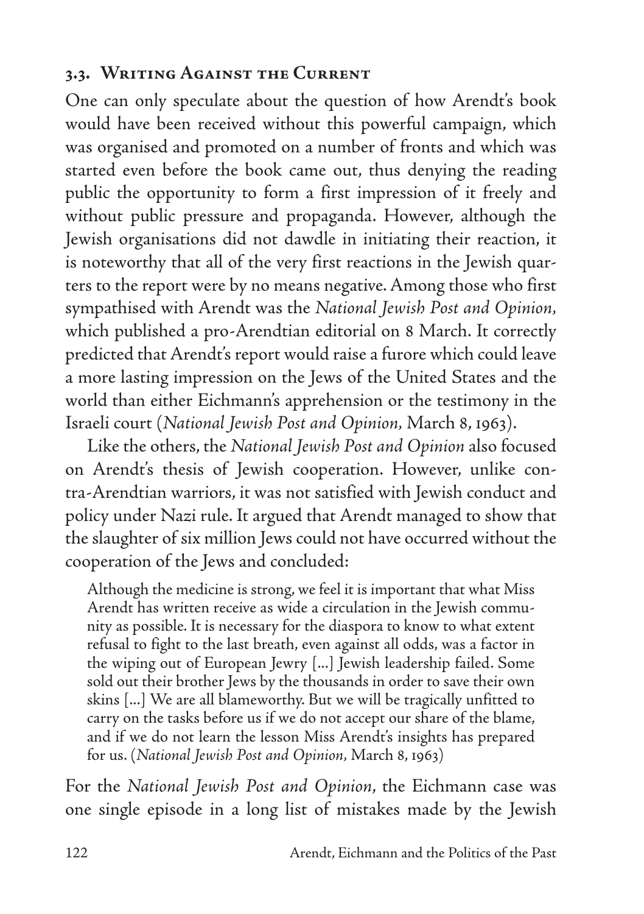### 3.3. Writing Against the Current

One can only speculate about the question of how Arendt's book would have been received without this powerful campaign, which was organised and promoted on a number of fronts and which was started even before the book came out, thus denying the reading public the opportunity to form a first impression of it freely and without public pressure and propaganda. However, although the Jewish organisations did not dawdle in initiating their reaction, it is noteworthy that all of the very first reactions in the Jewish quarters to the report were by no means negative. Among those who first sympathised with Arendt was the *National Jewish Post and Opinion*, which published a pro-Arendtian editorial on 8 March. It correctly predicted that Arendt's report would raise a furore which could leave a more lasting impression on the Jews of the United States and the world than either Eichmann's apprehension or the testimony in the Israeli court (*National Jewish Post and Opinion*, March 8, 1963).

Like the others, the *National Jewish Post and Opinion* also focused on Arendt's thesis of Jewish cooperation. However, unlike contra-Arendtian warriors, it was not satisfied with Jewish conduct and policy under Nazi rule. It argued that Arendt managed to show that the slaughter of six million Jews could not have occurred without the cooperation of the Jews and concluded:

> Although the medicine is strong, we feel it is important that what Miss Arendt has written receive as wide a circulation in the Jewish community as possible. It is necessary for the diaspora to know to what extent refusal to fight to the last breath, even against all odds, was a factor in the wiping out of European Jewry [...] Jewish leadership failed. Some sold out their brother Jews by the thousands in order to save their own skins [...] We are all blameworthy. But we will be tragically unfitted to carry on the tasks before us if we do not accept our share of the blame, and if we do not learn the lesson Miss Arendt's insights has prepared for us. (*National Jewish Post and Opinion*, March 8, 1963)

For the *National Jewish Post and Opinion*, the Eichmann case was one single episode in a long list of mistakes made by the Jewish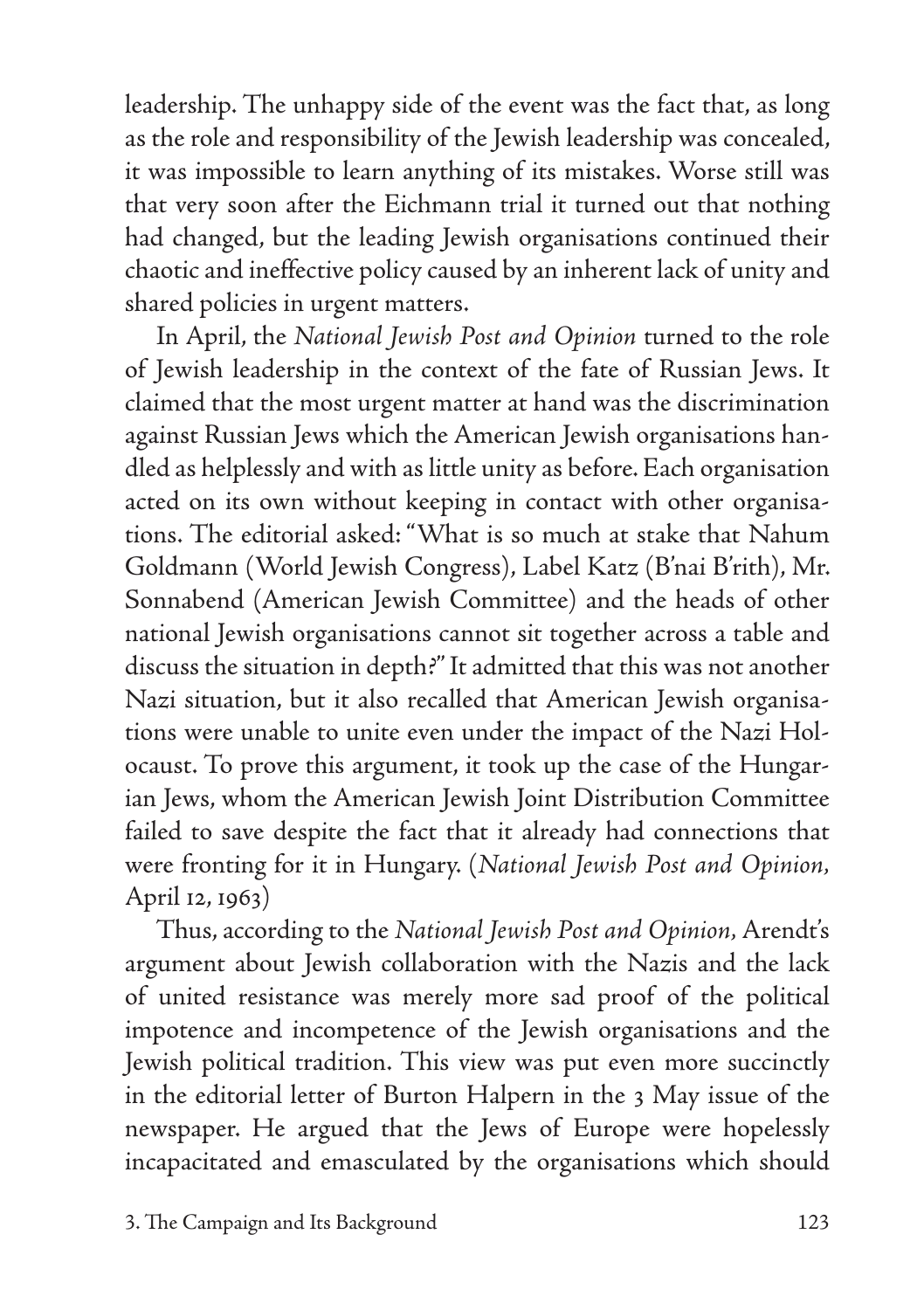leadership. The unhappy side of the event was the fact that, as long as the role and responsibility of the Jewish leadership was concealed, it was impossible to learn anything of its mistakes. Worse still was that very soon after the Eichmann trial it turned out that nothing had changed, but the leading Jewish organisations continued their chaotic and ineffective policy caused by an inherent lack of unity and shared policies in urgent matters.

In April, the *National Jewish Post and Opinion* turned to the role of Jewish leadership in the context of the fate of Russian Jews. It claimed that the most urgent matter at hand was the discrimination against Russian Jews which the American Jewish organisations handled as helplessly and with as little unity as before. Each organisation acted on its own without keeping in contact with other organisations. The editorial asked: "What is so much at stake that Nahum Goldmann (World Jewish Congress), Label Katz (B'nai B'rith), Mr. Sonnabend (American Jewish Committee) and the heads of other national Jewish organisations cannot sit together across a table and discuss the situation in depth?" It admitted that this was not another Nazi situation, but it also recalled that American Jewish organisations were unable to unite even under the impact of the Nazi Holocaust. To prove this argument, it took up the case of the Hungarian Jews, whom the American Jewish Joint Distribution Committee failed to save despite the fact that it already had connections that were fronting for it in Hungary. (*National Jewish Post and Opinion*, April 12, 1963)

Thus, according to the *National Jewish Post and Opinion*, Arendt's argument about Jewish collaboration with the Nazis and the lack of united resistance was merely more sad proof of the political impotence and incompetence of the Jewish organisations and the Jewish political tradition. This view was put even more succinctly in the editorial letter of Burton Halpern in the 3 May issue of the newspaper. He argued that the Jews of Europe were hopelessly incapacitated and emasculated by the organisations which should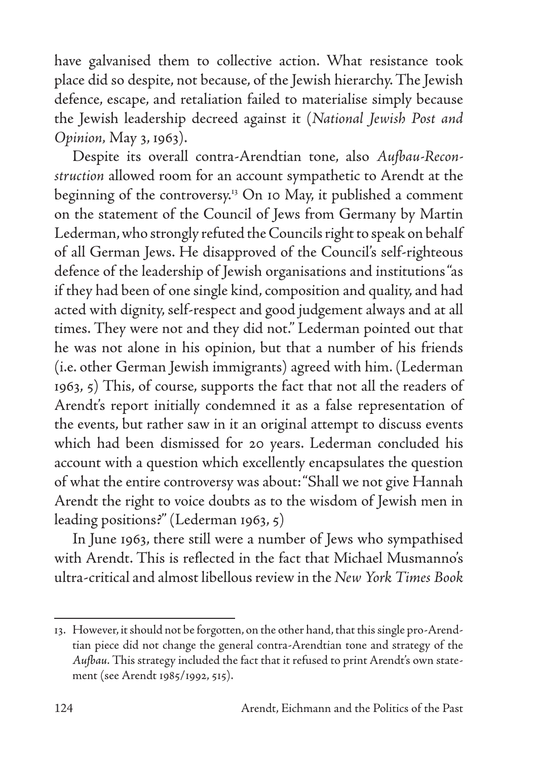have galvanised them to collective action. What resistance took place did so despite, not because, of the Jewish hierarchy. The Jewish defence, escape, and retaliation failed to materialise simply because the Jewish leadership decreed against it (*National Jewish Post and Opinion*, May 3, 1963).

Despite its overall contra-Arendtian tone, also *Aufbau-Reconstruction* allowed room for an account sympathetic to Arendt at the beginning of the controversy.[13] On 10 May, it published a comment on the statement of the Council of Jews from Germany by Martin Lederman, who strongly refuted the Councils right to speak on behalf of all German Jews. He disapproved of the Council's self-righteous defence of the leadership of Jewish organisations and institutions "as if they had been of one single kind, composition and quality, and had acted with dignity, self-respect and good judgement always and at all times. They were not and they did not." Lederman pointed out that he was not alone in his opinion, but that a number of his friends (i.e. other German Jewish immigrants) agreed with him. (Lederman 1963, 5) This, of course, supports the fact that not all the readers of Arendt's report initially condemned it as a false representation of the events, but rather saw in it an original attempt to discuss events which had been dismissed for 20 years. Lederman concluded his account with a question which excellently encapsulates the question of what the entire controversy was about: "Shall we not give Hannah Arendt the right to voice doubts as to the wisdom of Jewish men in leading positions?" (Lederman 1963, 5)

In June 1963, there still were a number of Jews who sympathised with Arendt. This is reflected in the fact that Michael Musmanno's ultra-critical and almost libellous review in the *New York Times Book*

---

13. However, it should not be forgotten, on the other hand, that this single pro-Arendtian piece did not change the general contra-Arendtian tone and strategy of the *Aufbau*. This strategy included the fact that it refused to print Arendt's own statement (see Arendt 1985/1992, 515).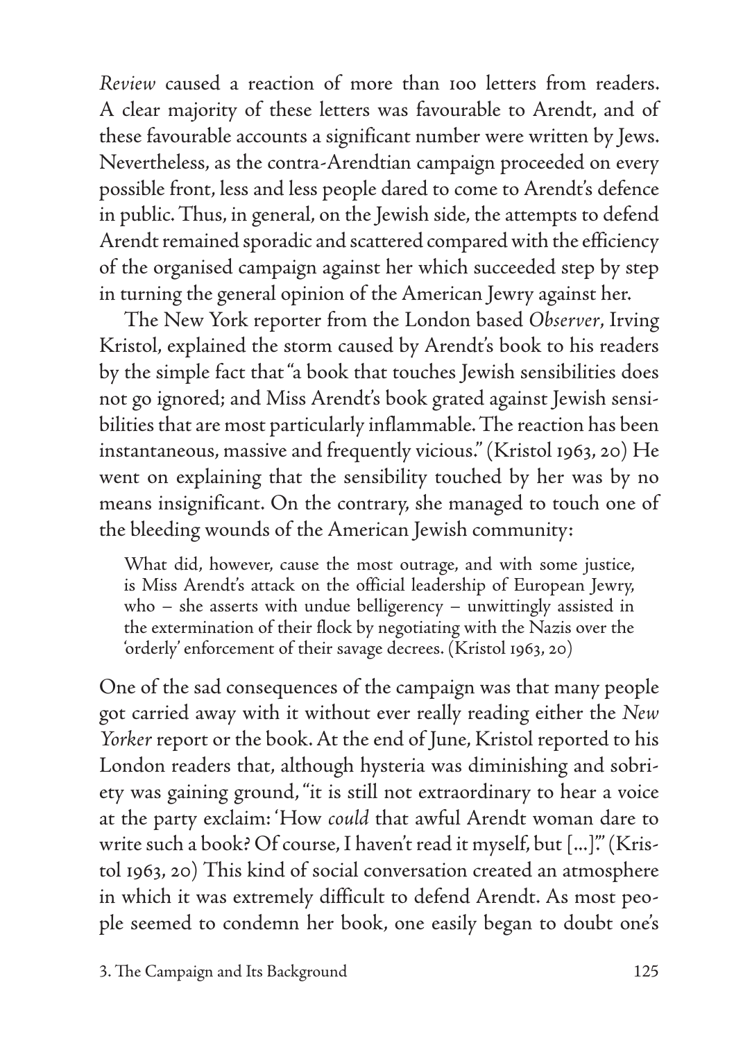*Review* caused a reaction of more than 100 letters from readers. A clear majority of these letters was favourable to Arendt, and of these favourable accounts a significant number were written by Jews. Nevertheless, as the contra-Arendtian campaign proceeded on every possible front, less and less people dared to come to Arendt's defence in public. Thus, in general, on the Jewish side, the attempts to defend Arendt remained sporadic and scattered compared with the efficiency of the organised campaign against her which succeeded step by step in turning the general opinion of the American Jewry against her.

The New York reporter from the London based *Observer*, Irving Kristol, explained the storm caused by Arendt's book to his readers by the simple fact that "a book that touches Jewish sensibilities does not go ignored; and Miss Arendt's book grated against Jewish sensibilities that are most particularly inflammable. The reaction has been instantaneous, massive and frequently vicious." (Kristol 1963, 20) He went on explaining that the sensibility touched by her was by no means insignificant. On the contrary, she managed to touch one of the bleeding wounds of the American Jewish community:

> What did, however, cause the most outrage, and with some justice, is Miss Arendt's attack on the official leadership of European Jewry, who – she asserts with undue belligerency – unwittingly assisted in the extermination of their flock by negotiating with the Nazis over the 'orderly' enforcement of their savage decrees. (Kristol 1963, 20)

One of the sad consequences of the campaign was that many people got carried away with it without ever really reading either the *New Yorker* report or the book. At the end of June, Kristol reported to his London readers that, although hysteria was diminishing and sobriety was gaining ground, "it is still not extraordinary to hear a voice at the party exclaim: 'How *could* that awful Arendt woman dare to write such a book? Of course, I haven't read it myself, but [...]'." (Kristol 1963, 20) This kind of social conversation created an atmosphere in which it was extremely difficult to defend Arendt. As most people seemed to condemn her book, one easily began to doubt one's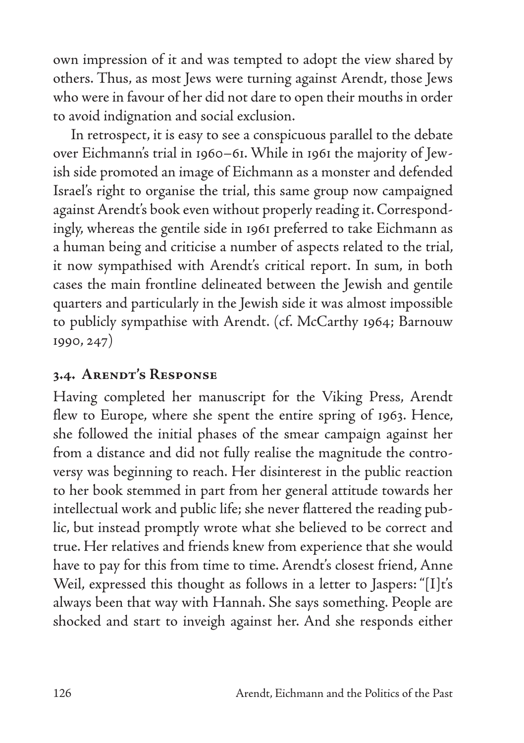own impression of it and was tempted to adopt the view shared by others. Thus, as most Jews were turning against Arendt, those Jews who were in favour of her did not dare to open their mouths in order to avoid indignation and social exclusion.

In retrospect, it is easy to see a conspicuous parallel to the debate over Eichmann's trial in 1960–61. While in 1961 the majority of Jewish side promoted an image of Eichmann as a monster and defended Israel's right to organise the trial, this same group now campaigned against Arendt's book even without properly reading it. Correspondingly, whereas the gentile side in 1961 preferred to take Eichmann as a human being and criticise a number of aspects related to the trial, it now sympathised with Arendt's critical report. In sum, in both cases the main frontline delineated between the Jewish and gentile quarters and particularly in the Jewish side it was almost impossible to publicly sympathise with Arendt. (cf. McCarthy 1964; Barnouw 1990, 247)

### 3.4. Arendt's Response

Having completed her manuscript for the Viking Press, Arendt flew to Europe, where she spent the entire spring of 1963. Hence, she followed the initial phases of the smear campaign against her from a distance and did not fully realise the magnitude the controversy was beginning to reach. Her disinterest in the public reaction to her book stemmed in part from her general attitude towards her intellectual work and public life; she never flattered the reading public, but instead promptly wrote what she believed to be correct and true. Her relatives and friends knew from experience that she would have to pay for this from time to time. Arendt's closest friend, Anne Weil, expressed this thought as follows in a letter to Jaspers: "[I]t's always been that way with Hannah. She says something. People are shocked and start to inveigh against her. And she responds either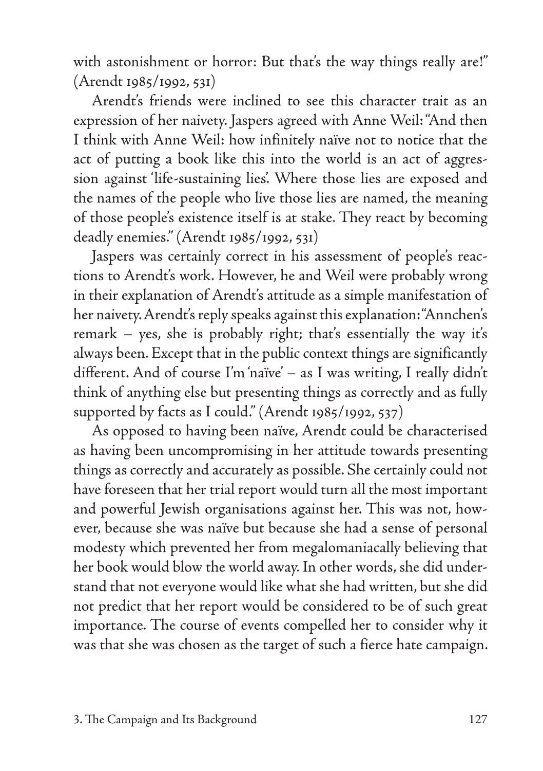with astonishment or horror: But that's the way things really are!" (Arendt 1985/1992, 531)

Arendt's friends were inclined to see this character trait as an expression of her naivety. Jaspers agreed with Anne Weil: "And then I think with Anne Weil: how infinitely naïve not to notice that the act of putting a book like this into the world is an act of aggression against 'life-sustaining lies'. Where those lies are exposed and the names of the people who live those lies are named, the meaning of those people's existence itself is at stake. They react by becoming deadly enemies." (Arendt 1985/1992, 531)

Jaspers was certainly correct in his assessment of people's reactions to Arendt's work. However, he and Weil were probably wrong in their explanation of Arendt's attitude as a simple manifestation of her naivety. Arendt's reply speaks against this explanation: "Annchen's remark – yes, she is probably right; that's essentially the way it's always been. Except that in the public context things are significantly different. And of course I'm 'naïve' – as I was writing, I really didn't think of anything else but presenting things as correctly and as fully supported by facts as I could." (Arendt 1985/1992, 537)

As opposed to having been naïve, Arendt could be characterised as having been uncompromising in her attitude towards presenting things as correctly and accurately as possible. She certainly could not have foreseen that her trial report would turn all the most important and powerful Jewish organisations against her. This was not, however, because she was naïve but because she had a sense of personal modesty which prevented her from megalomaniacally believing that her book would blow the world away. In other words, she did understand that not everyone would like what she had written, but she did not predict that her report would be considered to be of such great importance. The course of events compelled her to consider why it was that she was chosen as the target of such a fierce hate campaign.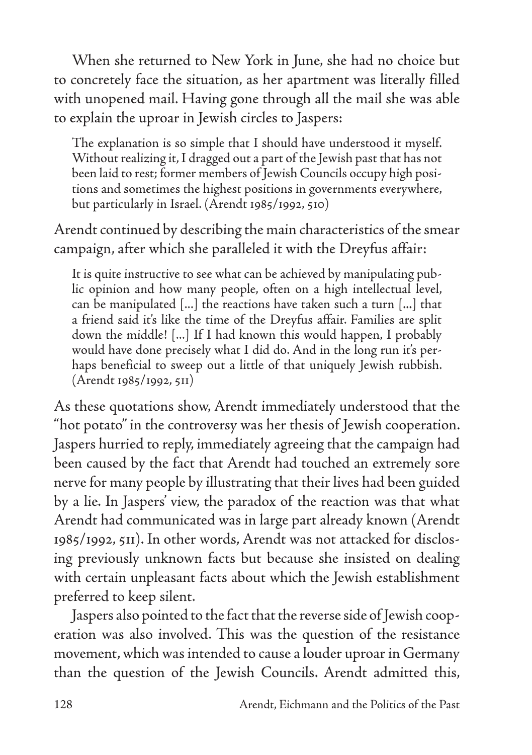When she returned to New York in June, she had no choice but to concretely face the situation, as her apartment was literally filled with unopened mail. Having gone through all the mail she was able to explain the uproar in Jewish circles to Jaspers:

> The explanation is so simple that I should have understood it myself. Without realizing it, I dragged out a part of the Jewish past that has not been laid to rest; former members of Jewish Councils occupy high positions and sometimes the highest positions in governments everywhere, but particularly in Israel. (Arendt 1985/1992, 510)

Arendt continued by describing the main characteristics of the smear campaign, after which she paralleled it with the Dreyfus affair:

> It is quite instructive to see what can be achieved by manipulating public opinion and how many people, often on a high intellectual level, can be manipulated [...] the reactions have taken such a turn [...] that a friend said it's like the time of the Dreyfus affair. Families are split down the middle! [...] If I had known this would happen, I probably would have done precisely what I did do. And in the long run it's perhaps beneficial to sweep out a little of that uniquely Jewish rubbish. (Arendt 1985/1992, 511)

As these quotations show, Arendt immediately understood that the "hot potato" in the controversy was her thesis of Jewish cooperation. Jaspers hurried to reply, immediately agreeing that the campaign had been caused by the fact that Arendt had touched an extremely sore nerve for many people by illustrating that their lives had been guided by a lie. In Jaspers' view, the paradox of the reaction was that what Arendt had communicated was in large part already known (Arendt 1985/1992, 511). In other words, Arendt was not attacked for disclosing previously unknown facts but because she insisted on dealing with certain unpleasant facts about which the Jewish establishment preferred to keep silent.

Jaspers also pointed to the fact that the reverse side of Jewish cooperation was also involved. This was the question of the resistance movement, which was intended to cause a louder uproar in Germany than the question of the Jewish Councils. Arendt admitted this,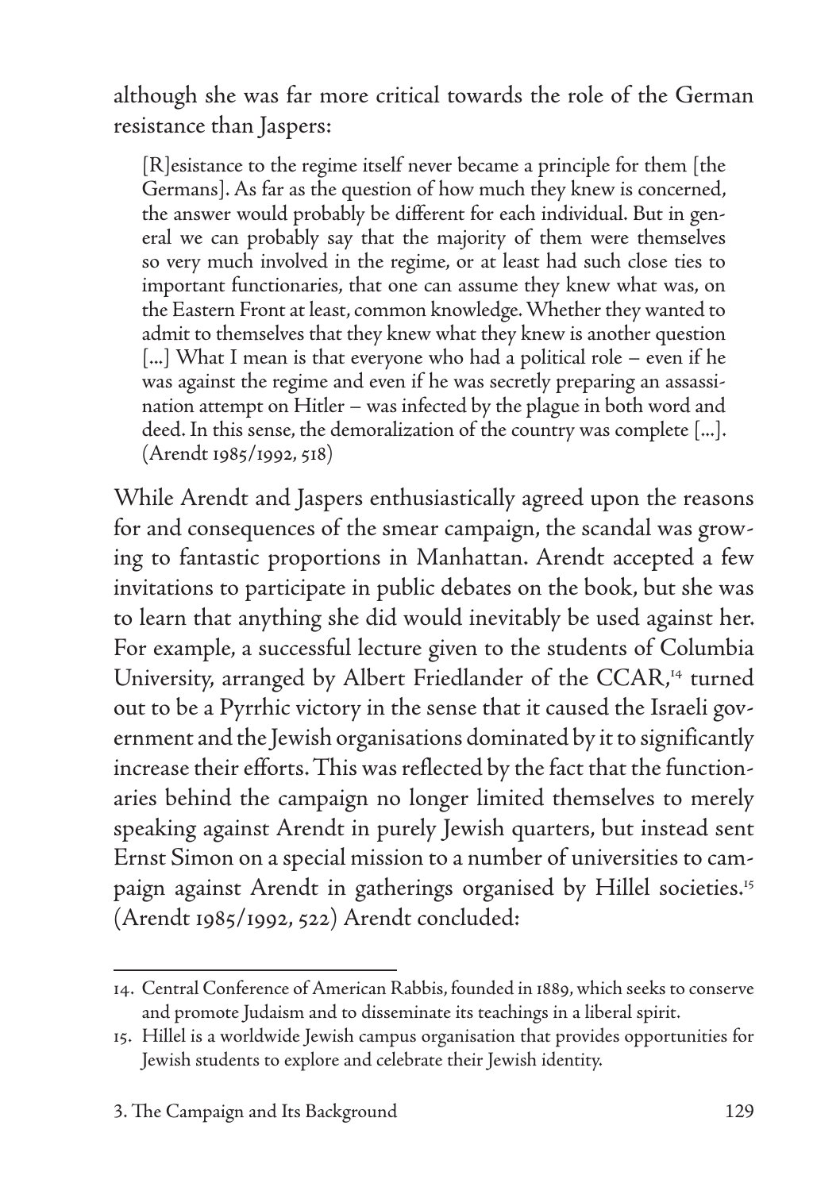although she was far more critical towards the role of the German resistance than Jaspers:

> [R]esistance to the regime itself never became a principle for them [the Germans]. As far as the question of how much they knew is concerned, the answer would probably be different for each individual. But in general we can probably say that the majority of them were themselves so very much involved in the regime, or at least had such close ties to important functionaries, that one can assume they knew what was, on the Eastern Front at least, common knowledge. Whether they wanted to admit to themselves that they knew what they knew is another question [...] What I mean is that everyone who had a political role – even if he was against the regime and even if he was secretly preparing an assassination attempt on Hitler – was infected by the plague in both word and deed. In this sense, the demoralization of the country was complete [...]. (Arendt 1985/1992, 518)

While Arendt and Jaspers enthusiastically agreed upon the reasons for and consequences of the smear campaign, the scandal was growing to fantastic proportions in Manhattan. Arendt accepted a few invitations to participate in public debates on the book, but she was to learn that anything she did would inevitably be used against her. For example, a successful lecture given to the students of Columbia University, arranged by Albert Friedlander of the CCAR,[14] turned out to be a Pyrrhic victory in the sense that it caused the Israeli government and the Jewish organisations dominated by it to significantly increase their efforts. This was reflected by the fact that the functionaries behind the campaign no longer limited themselves to merely speaking against Arendt in purely Jewish quarters, but instead sent Ernst Simon on a special mission to a number of universities to campaign against Arendt in gatherings organised by Hillel societies.[15] (Arendt 1985/1992, 522) Arendt concluded:

---

14. Central Conference of American Rabbis, founded in 1889, which seeks to conserve and promote Judaism and to disseminate its teachings in a liberal spirit.
15. Hillel is a worldwide Jewish campus organisation that provides opportunities for Jewish students to explore and celebrate their Jewish identity.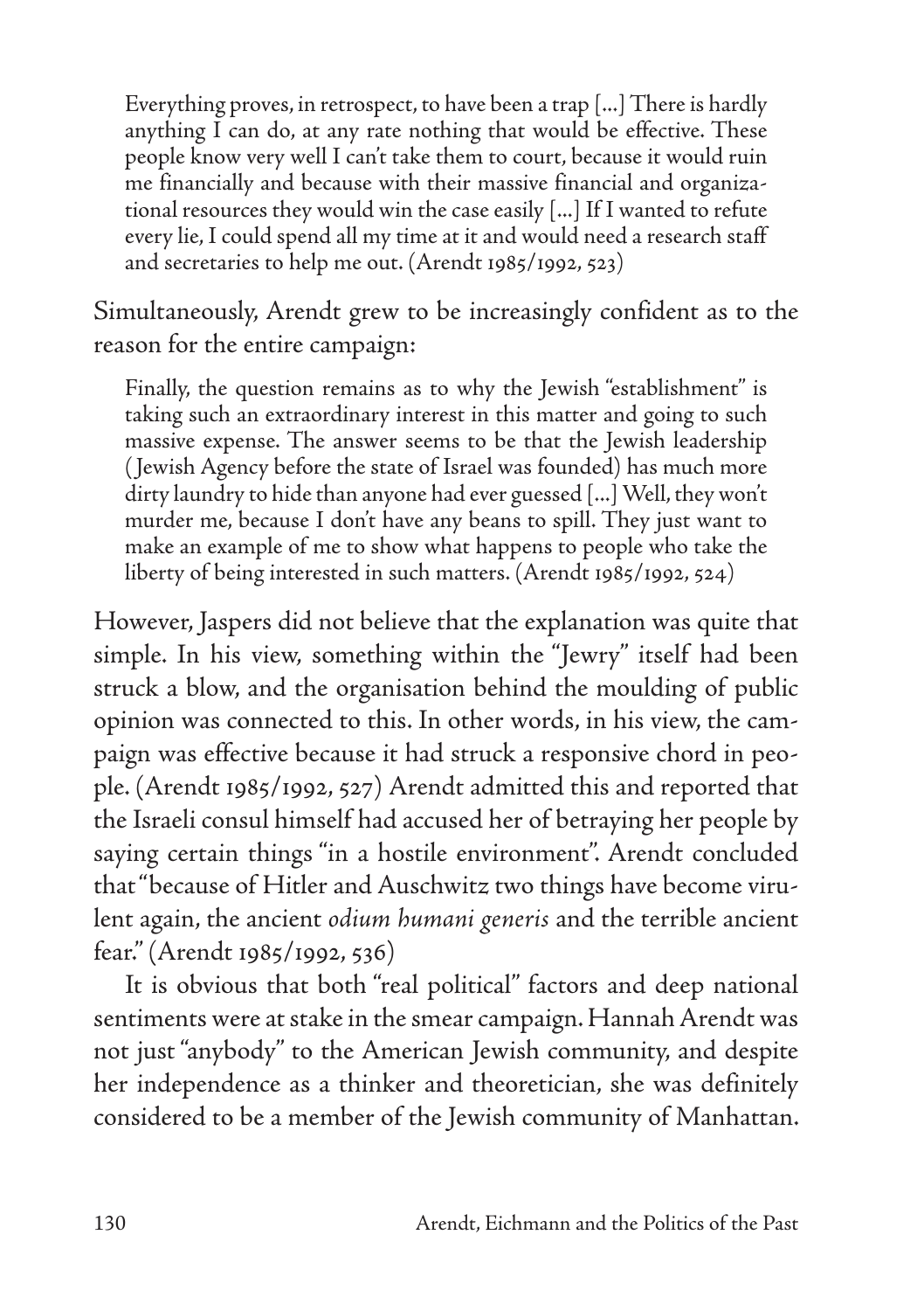> Everything proves, in retrospect, to have been a trap [...] There is hardly anything I can do, at any rate nothing that would be effective. These people know very well I can't take them to court, because it would ruin me financially and because with their massive financial and organizational resources they would win the case easily [...] If I wanted to refute every lie, I could spend all my time at it and would need a research staff and secretaries to help me out. (Arendt 1985/1992, 523)

Simultaneously, Arendt grew to be increasingly confident as to the reason for the entire campaign:

> Finally, the question remains as to why the Jewish "establishment" is taking such an extraordinary interest in this matter and going to such massive expense. The answer seems to be that the Jewish leadership (Jewish Agency before the state of Israel was founded) has much more dirty laundry to hide than anyone had ever guessed [...] Well, they won't murder me, because I don't have any beans to spill. They just want to make an example of me to show what happens to people who take the liberty of being interested in such matters. (Arendt 1985/1992, 524)

However, Jaspers did not believe that the explanation was quite that simple. In his view, something within the "Jewry" itself had been struck a blow, and the organisation behind the moulding of public opinion was connected to this. In other words, in his view, the campaign was effective because it had struck a responsive chord in people. (Arendt 1985/1992, 527) Arendt admitted this and reported that the Israeli consul himself had accused her of betraying her people by saying certain things "in a hostile environment". Arendt concluded that "because of Hitler and Auschwitz two things have become virulent again, the ancient *odium humani generis* and the terrible ancient fear." (Arendt 1985/1992, 536)

It is obvious that both "real political" factors and deep national sentiments were at stake in the smear campaign. Hannah Arendt was not just "anybody" to the American Jewish community, and despite her independence as a thinker and theoretician, she was definitely considered to be a member of the Jewish community of Manhattan.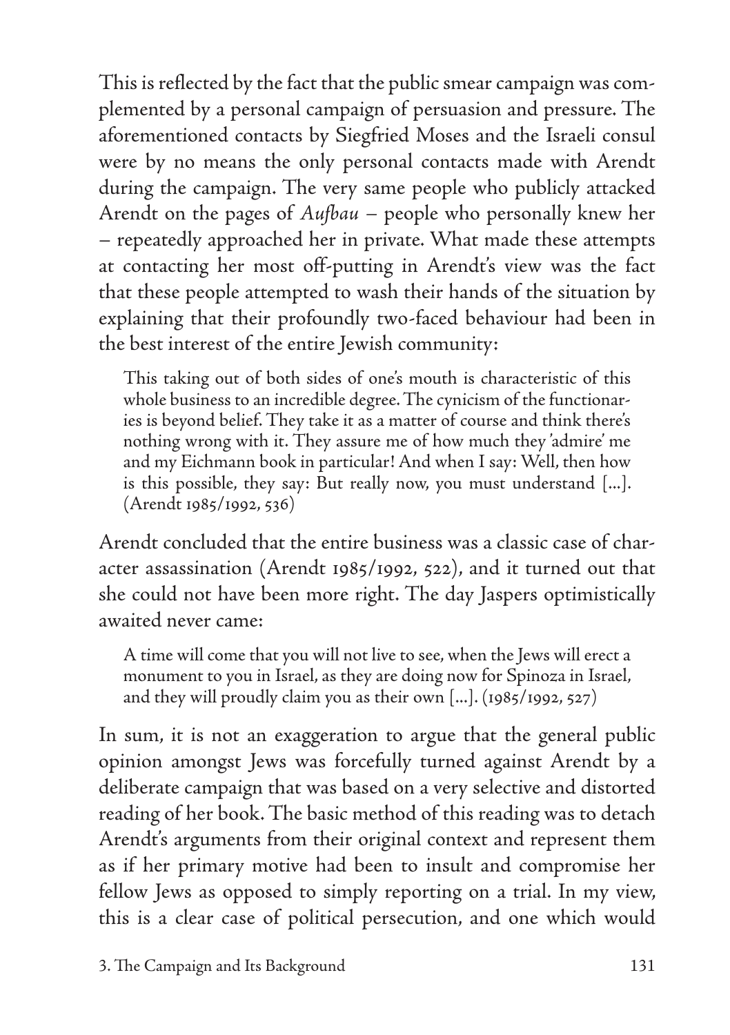This is reflected by the fact that the public smear campaign was complemented by a personal campaign of persuasion and pressure. The aforementioned contacts by Siegfried Moses and the Israeli consul were by no means the only personal contacts made with Arendt during the campaign. The very same people who publicly attacked Arendt on the pages of *Aufbau* – people who personally knew her – repeatedly approached her in private. What made these attempts at contacting her most off-putting in Arendt's view was the fact that these people attempted to wash their hands of the situation by explaining that their profoundly two-faced behaviour had been in the best interest of the entire Jewish community:

> This taking out of both sides of one's mouth is characteristic of this whole business to an incredible degree. The cynicism of the functionaries is beyond belief. They take it as a matter of course and think there's nothing wrong with it. They assure me of how much they 'admire' me and my Eichmann book in particular! And when I say: Well, then how is this possible, they say: But really now, you must understand [...]. (Arendt 1985/1992, 536)

Arendt concluded that the entire business was a classic case of character assassination (Arendt 1985/1992, 522), and it turned out that she could not have been more right. The day Jaspers optimistically awaited never came:

> A time will come that you will not live to see, when the Jews will erect a monument to you in Israel, as they are doing now for Spinoza in Israel, and they will proudly claim you as their own [...]. (1985/1992, 527)

In sum, it is not an exaggeration to argue that the general public opinion amongst Jews was forcefully turned against Arendt by a deliberate campaign that was based on a very selective and distorted reading of her book. The basic method of this reading was to detach Arendt's arguments from their original context and represent them as if her primary motive had been to insult and compromise her fellow Jews as opposed to simply reporting on a trial. In my view, this is a clear case of political persecution, and one which would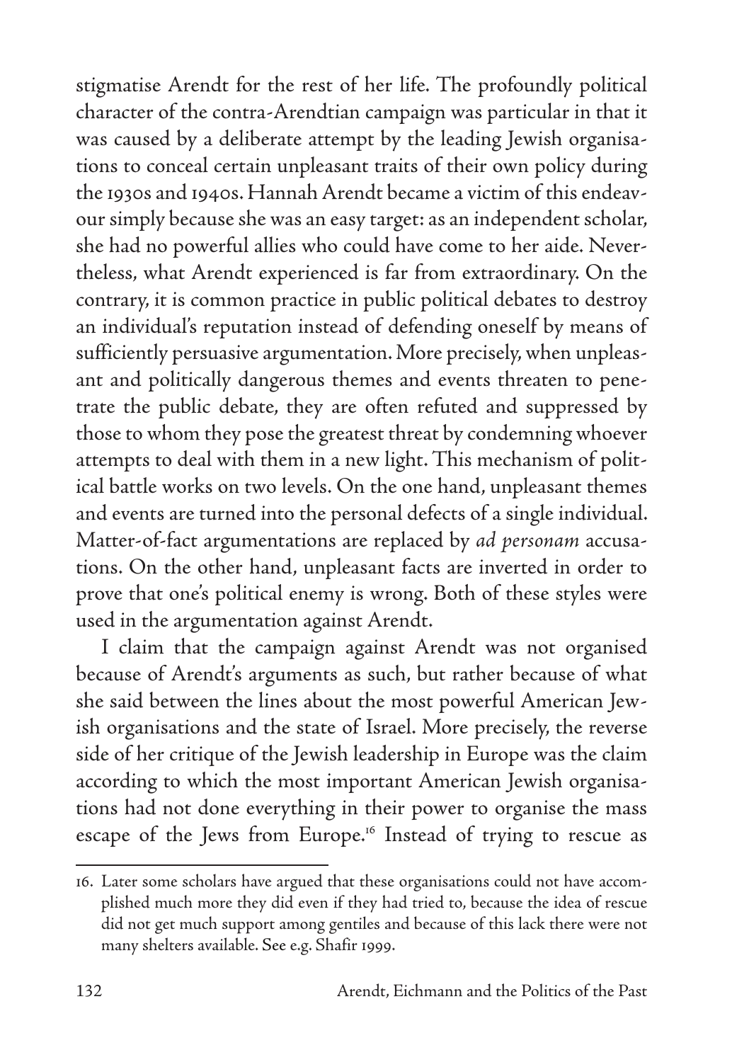stigmatise Arendt for the rest of her life. The profoundly political character of the contra-Arendtian campaign was particular in that it was caused by a deliberate attempt by the leading Jewish organisations to conceal certain unpleasant traits of their own policy during the 1930s and 1940s. Hannah Arendt became a victim of this endeavour simply because she was an easy target: as an independent scholar, she had no powerful allies who could have come to her aide. Nevertheless, what Arendt experienced is far from extraordinary. On the contrary, it is common practice in public political debates to destroy an individual's reputation instead of defending oneself by means of sufficiently persuasive argumentation. More precisely, when unpleasant and politically dangerous themes and events threaten to penetrate the public debate, they are often refuted and suppressed by those to whom they pose the greatest threat by condemning whoever attempts to deal with them in a new light. This mechanism of political battle works on two levels. On the one hand, unpleasant themes and events are turned into the personal defects of a single individual. Matter-of-fact argumentations are replaced by *ad personam* accusations. On the other hand, unpleasant facts are inverted in order to prove that one's political enemy is wrong. Both of these styles were used in the argumentation against Arendt.

I claim that the campaign against Arendt was not organised because of Arendt's arguments as such, but rather because of what she said between the lines about the most powerful American Jewish organisations and the state of Israel. More precisely, the reverse side of her critique of the Jewish leadership in Europe was the claim according to which the most important American Jewish organisations had not done everything in their power to organise the mass escape of the Jews from Europe.[16] Instead of trying to rescue as

16. Later some scholars have argued that these organisations could not have accomplished much more they did even if they had tried to, because the idea of rescue did not get much support among gentiles and because of this lack there were not many shelters available. See e.g. Shafir 1999.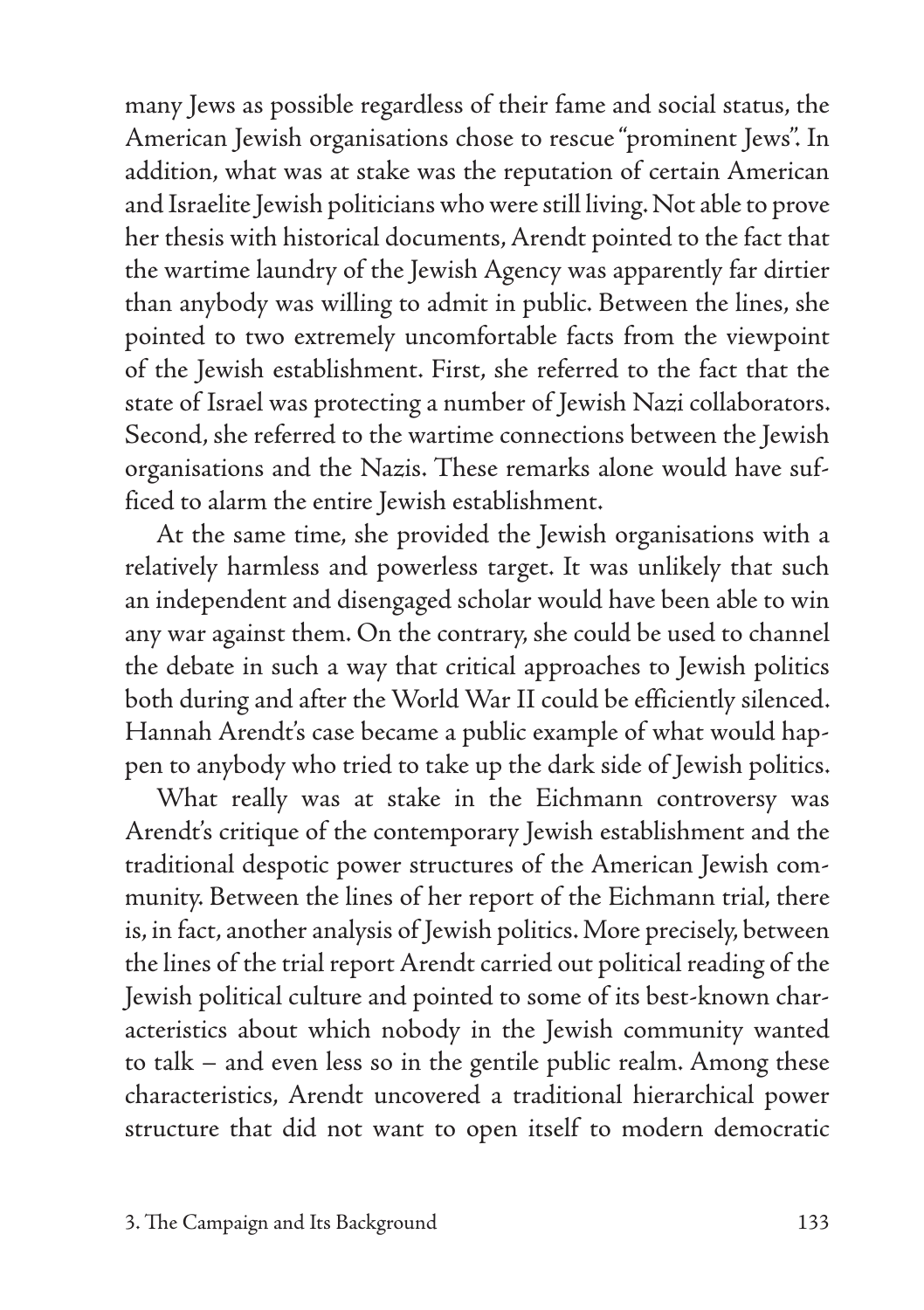many Jews as possible regardless of their fame and social status, the American Jewish organisations chose to rescue "prominent Jews". In addition, what was at stake was the reputation of certain American and Israelite Jewish politicians who were still living. Not able to prove her thesis with historical documents, Arendt pointed to the fact that the wartime laundry of the Jewish Agency was apparently far dirtier than anybody was willing to admit in public. Between the lines, she pointed to two extremely uncomfortable facts from the viewpoint of the Jewish establishment. First, she referred to the fact that the state of Israel was protecting a number of Jewish Nazi collaborators. Second, she referred to the wartime connections between the Jewish organisations and the Nazis. These remarks alone would have sufficed to alarm the entire Jewish establishment.

At the same time, she provided the Jewish organisations with a relatively harmless and powerless target. It was unlikely that such an independent and disengaged scholar would have been able to win any war against them. On the contrary, she could be used to channel the debate in such a way that critical approaches to Jewish politics both during and after the World War II could be efficiently silenced. Hannah Arendt's case became a public example of what would happen to anybody who tried to take up the dark side of Jewish politics.

What really was at stake in the Eichmann controversy was Arendt's critique of the contemporary Jewish establishment and the traditional despotic power structures of the American Jewish community. Between the lines of her report of the Eichmann trial, there is, in fact, another analysis of Jewish politics. More precisely, between the lines of the trial report Arendt carried out political reading of the Jewish political culture and pointed to some of its best-known characteristics about which nobody in the Jewish community wanted to talk – and even less so in the gentile public realm. Among these characteristics, Arendt uncovered a traditional hierarchical power structure that did not want to open itself to modern democratic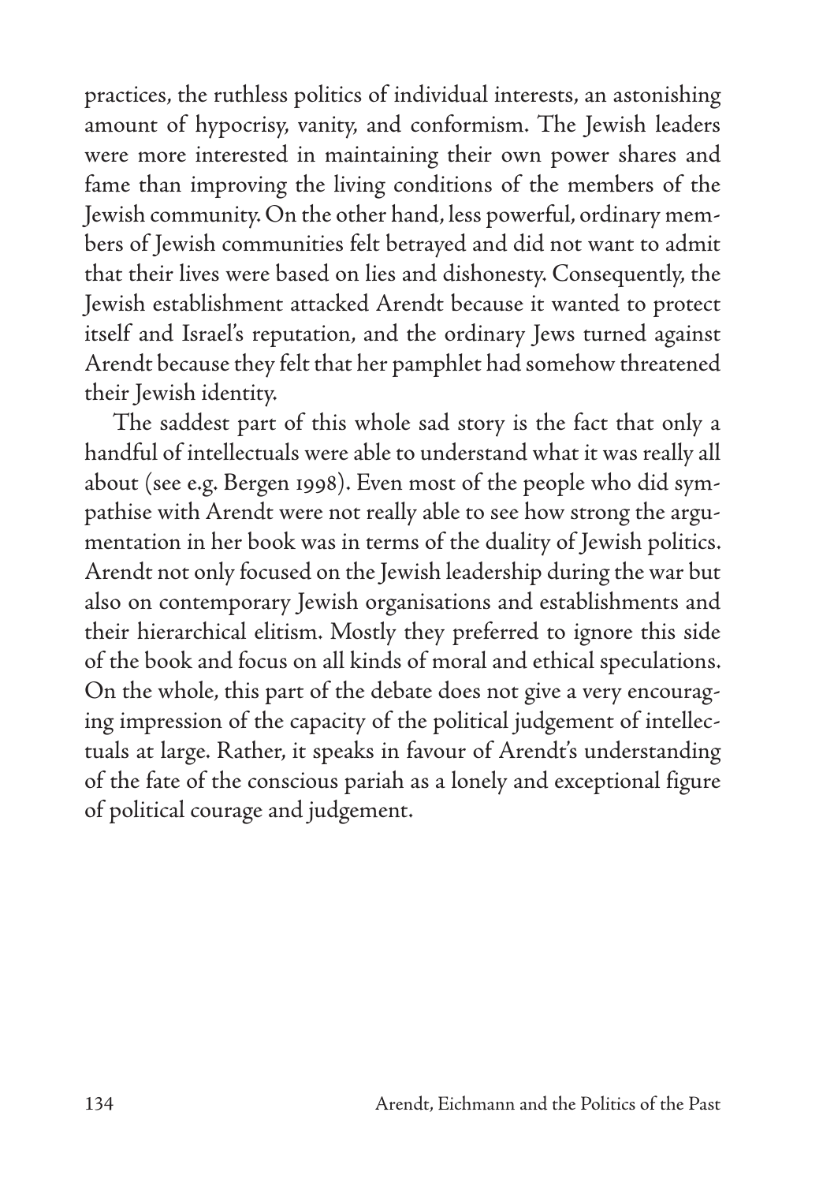practices, the ruthless politics of individual interests, an astonishing amount of hypocrisy, vanity, and conformism. The Jewish leaders were more interested in maintaining their own power shares and fame than improving the living conditions of the members of the Jewish community. On the other hand, less powerful, ordinary members of Jewish communities felt betrayed and did not want to admit that their lives were based on lies and dishonesty. Consequently, the Jewish establishment attacked Arendt because it wanted to protect itself and Israel's reputation, and the ordinary Jews turned against Arendt because they felt that her pamphlet had somehow threatened their Jewish identity.

The saddest part of this whole sad story is the fact that only a handful of intellectuals were able to understand what it was really all about (see e.g. Bergen 1998). Even most of the people who did sympathise with Arendt were not really able to see how strong the argumentation in her book was in terms of the duality of Jewish politics. Arendt not only focused on the Jewish leadership during the war but also on contemporary Jewish organisations and establishments and their hierarchical elitism. Mostly they preferred to ignore this side of the book and focus on all kinds of moral and ethical speculations. On the whole, this part of the debate does not give a very encouraging impression of the capacity of the political judgement of intellectuals at large. Rather, it speaks in favour of Arendt's understanding of the fate of the conscious pariah as a lonely and exceptional figure of political courage and judgement.